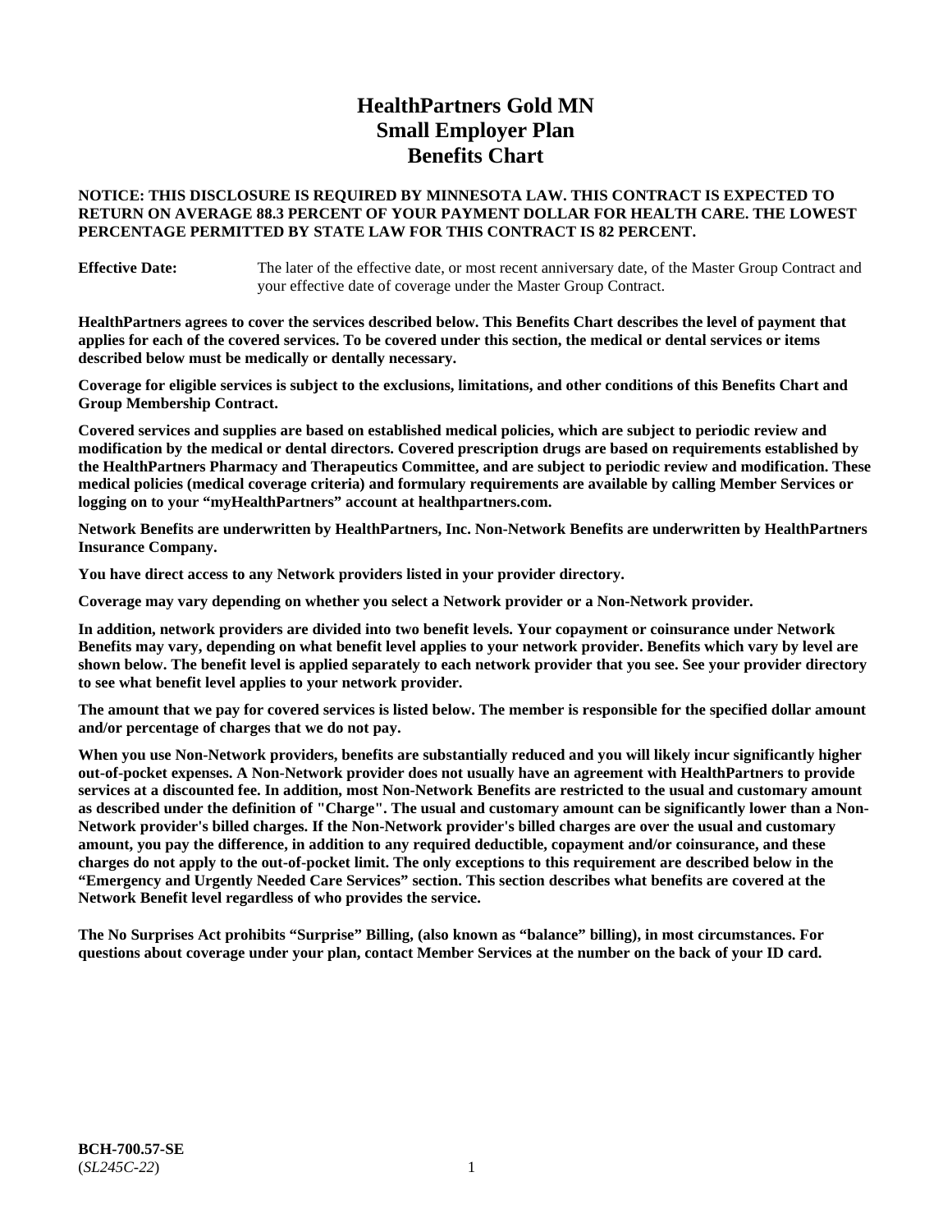# HealthPartners Gold MN
# Small Employer Plan
# Benefits Chart

**NOTICE: THIS DISCLOSURE IS REQUIRED BY MINNESOTA LAW. THIS CONTRACT IS EXPECTED TO RETURN ON AVERAGE 88.3 PERCENT OF YOUR PAYMENT DOLLAR FOR HEALTH CARE. THE LOWEST PERCENTAGE PERMITTED BY STATE LAW FOR THIS CONTRACT IS 82 PERCENT.**

**Effective Date:** The later of the effective date, or most recent anniversary date, of the Master Group Contract and your effective date of coverage under the Master Group Contract.

**HealthPartners agrees to cover the services described below. This Benefits Chart describes the level of payment that applies for each of the covered services. To be covered under this section, the medical or dental services or items described below must be medically or dentally necessary.**

**Coverage for eligible services is subject to the exclusions, limitations, and other conditions of this Benefits Chart and Group Membership Contract.**

**Covered services and supplies are based on established medical policies, which are subject to periodic review and modification by the medical or dental directors. Covered prescription drugs are based on requirements established by the HealthPartners Pharmacy and Therapeutics Committee, and are subject to periodic review and modification. These medical policies (medical coverage criteria) and formulary requirements are available by calling Member Services or logging on to your "myHealthPartners" account at healthpartners.com.**

**Network Benefits are underwritten by HealthPartners, Inc. Non-Network Benefits are underwritten by HealthPartners Insurance Company.**

**You have direct access to any Network providers listed in your provider directory.**

**Coverage may vary depending on whether you select a Network provider or a Non-Network provider.**

**In addition, network providers are divided into two benefit levels. Your copayment or coinsurance under Network Benefits may vary, depending on what benefit level applies to your network provider. Benefits which vary by level are shown below. The benefit level is applied separately to each network provider that you see. See your provider directory to see what benefit level applies to your network provider.**

**The amount that we pay for covered services is listed below. The member is responsible for the specified dollar amount and/or percentage of charges that we do not pay.**

**When you use Non-Network providers, benefits are substantially reduced and you will likely incur significantly higher out-of-pocket expenses. A Non-Network provider does not usually have an agreement with HealthPartners to provide services at a discounted fee. In addition, most Non-Network Benefits are restricted to the usual and customary amount as described under the definition of "Charge". The usual and customary amount can be significantly lower than a Non-Network provider's billed charges. If the Non-Network provider's billed charges are over the usual and customary amount, you pay the difference, in addition to any required deductible, copayment and/or coinsurance, and these charges do not apply to the out-of-pocket limit. The only exceptions to this requirement are described below in the "Emergency and Urgently Needed Care Services" section. This section describes what benefits are covered at the Network Benefit level regardless of who provides the service.**

**The No Surprises Act prohibits "Surprise" Billing, (also known as "balance" billing), in most circumstances. For questions about coverage under your plan, contact Member Services at the number on the back of your ID card.**

**BCH-700.57-SE**
(*SL245C-22*)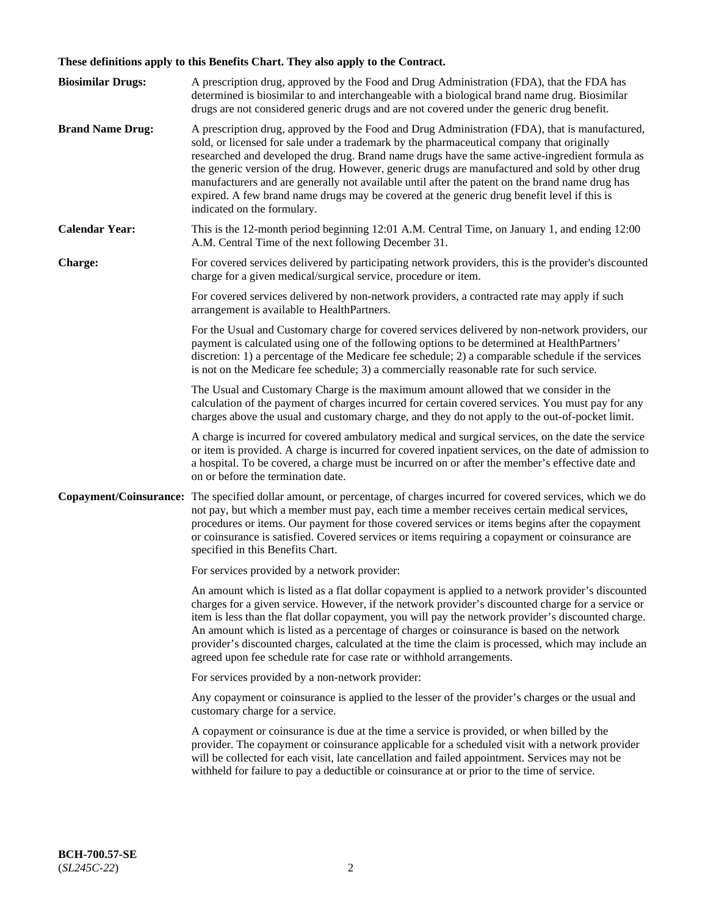**These definitions apply to this Benefits Chart. They also apply to the Contract.**

**Biosimilar Drugs:** A prescription drug, approved by the Food and Drug Administration (FDA), that the FDA has determined is biosimilar to and interchangeable with a biological brand name drug. Biosimilar drugs are not considered generic drugs and are not covered under the generic drug benefit.

**Brand Name Drug:** A prescription drug, approved by the Food and Drug Administration (FDA), that is manufactured, sold, or licensed for sale under a trademark by the pharmaceutical company that originally researched and developed the drug. Brand name drugs have the same active-ingredient formula as the generic version of the drug. However, generic drugs are manufactured and sold by other drug manufacturers and are generally not available until after the patent on the brand name drug has expired. A few brand name drugs may be covered at the generic drug benefit level if this is indicated on the formulary.

**Calendar Year:** This is the 12-month period beginning 12:01 A.M. Central Time, on January 1, and ending 12:00 A.M. Central Time of the next following December 31.

**Charge:** For covered services delivered by participating network providers, this is the provider's discounted charge for a given medical/surgical service, procedure or item.

For covered services delivered by non-network providers, a contracted rate may apply if such arrangement is available to HealthPartners.

For the Usual and Customary charge for covered services delivered by non-network providers, our payment is calculated using one of the following options to be determined at HealthPartners' discretion: 1) a percentage of the Medicare fee schedule; 2) a comparable schedule if the services is not on the Medicare fee schedule; 3) a commercially reasonable rate for such service.

The Usual and Customary Charge is the maximum amount allowed that we consider in the calculation of the payment of charges incurred for certain covered services. You must pay for any charges above the usual and customary charge, and they do not apply to the out-of-pocket limit.

A charge is incurred for covered ambulatory medical and surgical services, on the date the service or item is provided. A charge is incurred for covered inpatient services, on the date of admission to a hospital. To be covered, a charge must be incurred on or after the member's effective date and on or before the termination date.

**Copayment/Coinsurance:** The specified dollar amount, or percentage, of charges incurred for covered services, which we do not pay, but which a member must pay, each time a member receives certain medical services, procedures or items. Our payment for those covered services or items begins after the copayment or coinsurance is satisfied. Covered services or items requiring a copayment or coinsurance are specified in this Benefits Chart.

For services provided by a network provider:

An amount which is listed as a flat dollar copayment is applied to a network provider's discounted charges for a given service. However, if the network provider's discounted charge for a service or item is less than the flat dollar copayment, you will pay the network provider's discounted charge. An amount which is listed as a percentage of charges or coinsurance is based on the network provider's discounted charges, calculated at the time the claim is processed, which may include an agreed upon fee schedule rate for case rate or withhold arrangements.

For services provided by a non-network provider:

Any copayment or coinsurance is applied to the lesser of the provider's charges or the usual and customary charge for a service.

A copayment or coinsurance is due at the time a service is provided, or when billed by the provider. The copayment or coinsurance applicable for a scheduled visit with a network provider will be collected for each visit, late cancellation and failed appointment. Services may not be withheld for failure to pay a deductible or coinsurance at or prior to the time of service.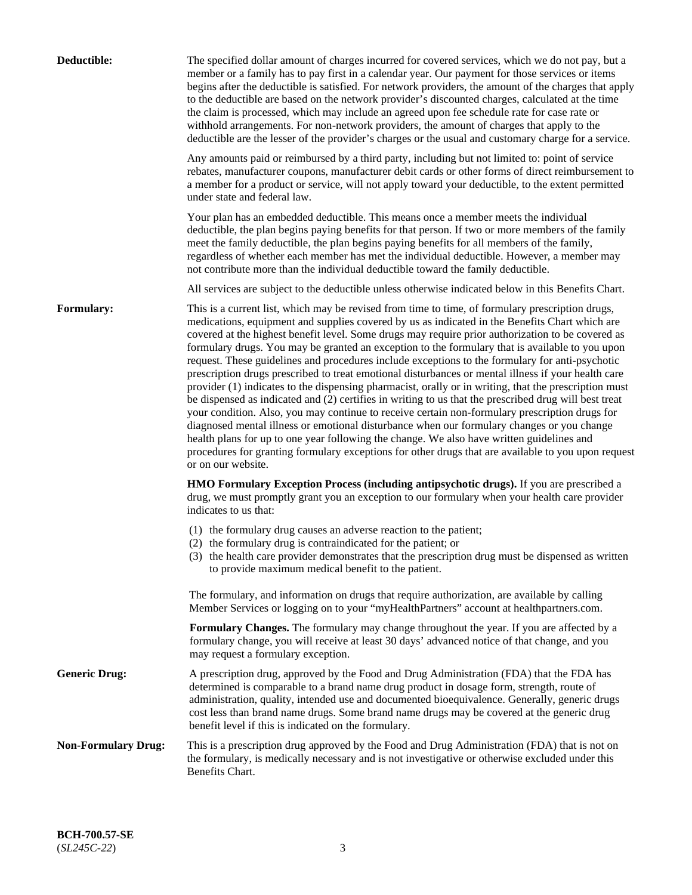**Deductible:** The specified dollar amount of charges incurred for covered services, which we do not pay, but a member or a family has to pay first in a calendar year. Our payment for those services or items begins after the deductible is satisfied. For network providers, the amount of the charges that apply to the deductible are based on the network provider's discounted charges, calculated at the time the claim is processed, which may include an agreed upon fee schedule rate for case rate or withhold arrangements. For non-network providers, the amount of charges that apply to the deductible are the lesser of the provider's charges or the usual and customary charge for a service.

Any amounts paid or reimbursed by a third party, including but not limited to: point of service rebates, manufacturer coupons, manufacturer debit cards or other forms of direct reimbursement to a member for a product or service, will not apply toward your deductible, to the extent permitted under state and federal law.

Your plan has an embedded deductible. This means once a member meets the individual deductible, the plan begins paying benefits for that person. If two or more members of the family meet the family deductible, the plan begins paying benefits for all members of the family, regardless of whether each member has met the individual deductible. However, a member may not contribute more than the individual deductible toward the family deductible.

All services are subject to the deductible unless otherwise indicated below in this Benefits Chart.

**Formulary:** This is a current list, which may be revised from time to time, of formulary prescription drugs, medications, equipment and supplies covered by us as indicated in the Benefits Chart which are covered at the highest benefit level. Some drugs may require prior authorization to be covered as formulary drugs. You may be granted an exception to the formulary that is available to you upon request. These guidelines and procedures include exceptions to the formulary for anti-psychotic prescription drugs prescribed to treat emotional disturbances or mental illness if your health care provider (1) indicates to the dispensing pharmacist, orally or in writing, that the prescription must be dispensed as indicated and (2) certifies in writing to us that the prescribed drug will best treat your condition. Also, you may continue to receive certain non-formulary prescription drugs for diagnosed mental illness or emotional disturbance when our formulary changes or you change health plans for up to one year following the change. We also have written guidelines and procedures for granting formulary exceptions for other drugs that are available to you upon request or on our website.

**HMO Formulary Exception Process (including antipsychotic drugs).** If you are prescribed a drug, we must promptly grant you an exception to our formulary when your health care provider indicates to us that:

(1) the formulary drug causes an adverse reaction to the patient;
(2) the formulary drug is contraindicated for the patient; or
(3) the health care provider demonstrates that the prescription drug must be dispensed as written to provide maximum medical benefit to the patient.

The formulary, and information on drugs that require authorization, are available by calling Member Services or logging on to your "myHealthPartners" account at healthpartners.com.

**Formulary Changes.** The formulary may change throughout the year. If you are affected by a formulary change, you will receive at least 30 days' advanced notice of that change, and you may request a formulary exception.

**Generic Drug:** A prescription drug, approved by the Food and Drug Administration (FDA) that the FDA has determined is comparable to a brand name drug product in dosage form, strength, route of administration, quality, intended use and documented bioequivalence. Generally, generic drugs cost less than brand name drugs. Some brand name drugs may be covered at the generic drug benefit level if this is indicated on the formulary.

**Non-Formulary Drug:** This is a prescription drug approved by the Food and Drug Administration (FDA) that is not on the formulary, is medically necessary and is not investigative or otherwise excluded under this Benefits Chart.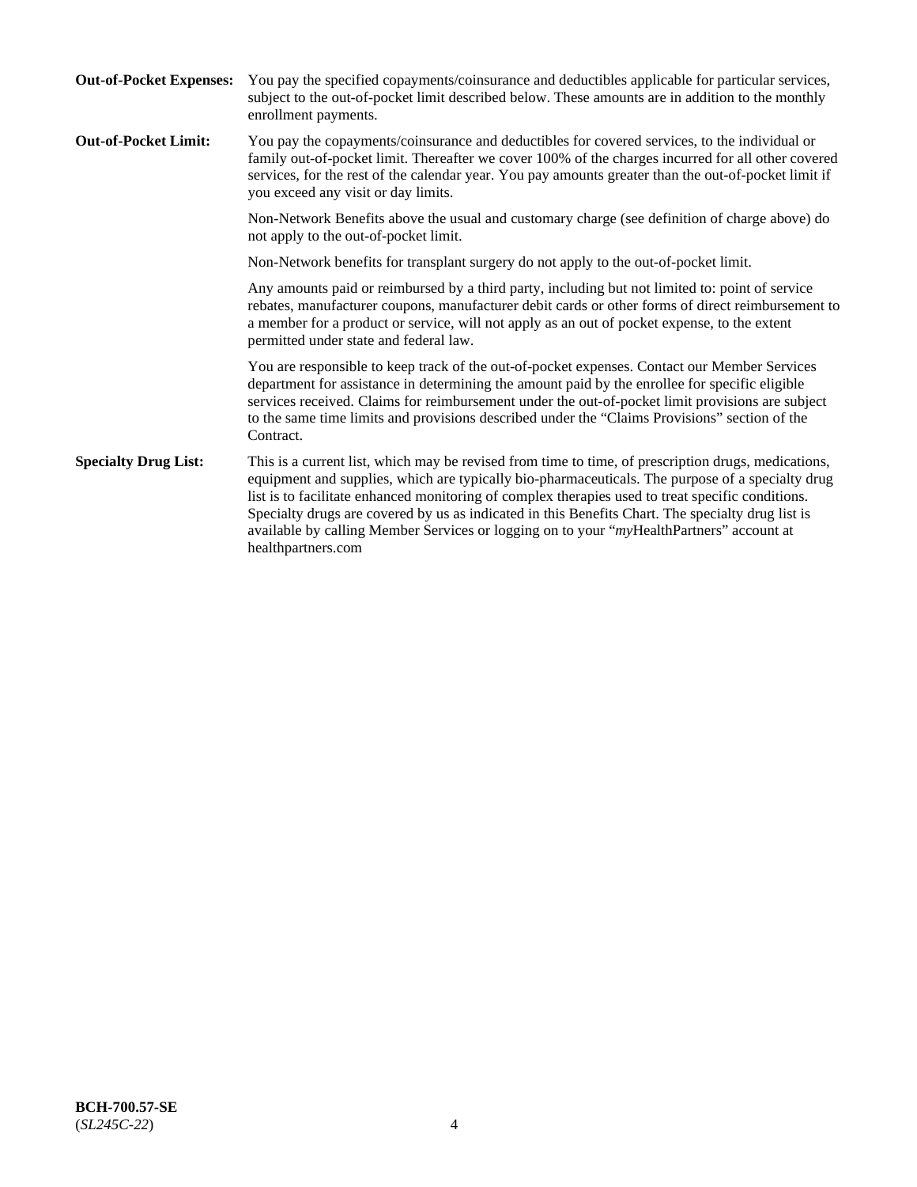**Out-of-Pocket Expenses:** You pay the specified copayments/coinsurance and deductibles applicable for particular services, subject to the out-of-pocket limit described below. These amounts are in addition to the monthly enrollment payments.

**Out-of-Pocket Limit:** You pay the copayments/coinsurance and deductibles for covered services, to the individual or family out-of-pocket limit. Thereafter we cover 100% of the charges incurred for all other covered services, for the rest of the calendar year. You pay amounts greater than the out-of-pocket limit if you exceed any visit or day limits.

Non-Network Benefits above the usual and customary charge (see definition of charge above) do not apply to the out-of-pocket limit.

Non-Network benefits for transplant surgery do not apply to the out-of-pocket limit.

Any amounts paid or reimbursed by a third party, including but not limited to: point of service rebates, manufacturer coupons, manufacturer debit cards or other forms of direct reimbursement to a member for a product or service, will not apply as an out of pocket expense, to the extent permitted under state and federal law.

You are responsible to keep track of the out-of-pocket expenses. Contact our Member Services department for assistance in determining the amount paid by the enrollee for specific eligible services received. Claims for reimbursement under the out-of-pocket limit provisions are subject to the same time limits and provisions described under the "Claims Provisions" section of the Contract.

**Specialty Drug List:** This is a current list, which may be revised from time to time, of prescription drugs, medications, equipment and supplies, which are typically bio-pharmaceuticals. The purpose of a specialty drug list is to facilitate enhanced monitoring of complex therapies used to treat specific conditions. Specialty drugs are covered by us as indicated in this Benefits Chart. The specialty drug list is available by calling Member Services or logging on to your "*my*HealthPartners" account at healthpartners.com

**BCH-700.57-SE**
(*SL245C-22*)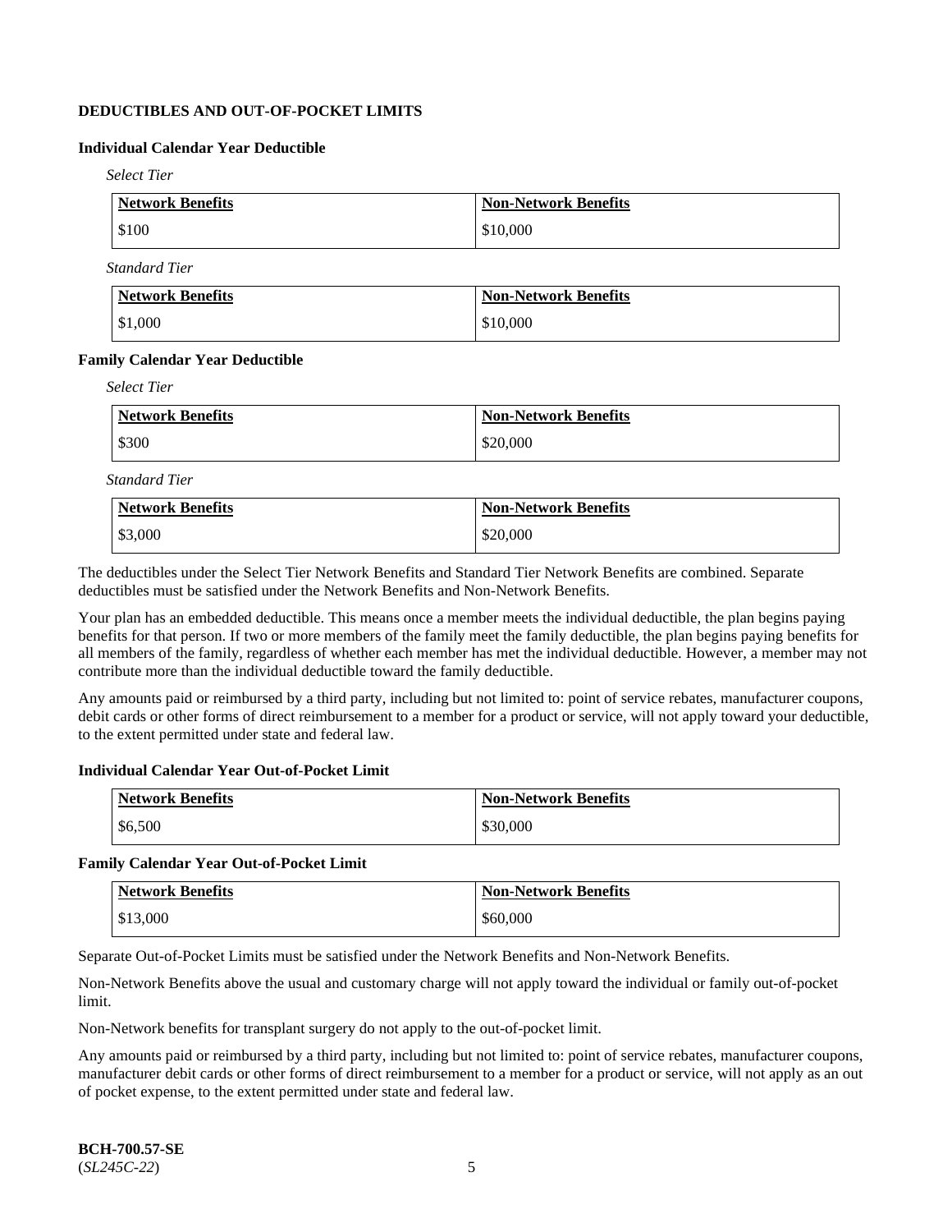## DEDUCTIBLES AND OUT-OF-POCKET LIMITS

### Individual Calendar Year Deductible

*Select Tier*

| Network Benefits | Non-Network Benefits |
|---|---|
| $100 | $10,000 |

*Standard Tier*

| Network Benefits | Non-Network Benefits |
|---|---|
| $1,000 | $10,000 |

### Family Calendar Year Deductible

*Select Tier*

| Network Benefits | Non-Network Benefits |
|---|---|
| $300 | $20,000 |

*Standard Tier*

| Network Benefits | Non-Network Benefits |
|---|---|
| $3,000 | $20,000 |

The deductibles under the Select Tier Network Benefits and Standard Tier Network Benefits are combined. Separate deductibles must be satisfied under the Network Benefits and Non-Network Benefits.

Your plan has an embedded deductible. This means once a member meets the individual deductible, the plan begins paying benefits for that person. If two or more members of the family meet the family deductible, the plan begins paying benefits for all members of the family, regardless of whether each member has met the individual deductible. However, a member may not contribute more than the individual deductible toward the family deductible.

Any amounts paid or reimbursed by a third party, including but not limited to: point of service rebates, manufacturer coupons, debit cards or other forms of direct reimbursement to a member for a product or service, will not apply toward your deductible, to the extent permitted under state and federal law.

### Individual Calendar Year Out-of-Pocket Limit

| Network Benefits | Non-Network Benefits |
|---|---|
| $6,500 | $30,000 |

### Family Calendar Year Out-of-Pocket Limit

| Network Benefits | Non-Network Benefits |
|---|---|
| $13,000 | $60,000 |

Separate Out-of-Pocket Limits must be satisfied under the Network Benefits and Non-Network Benefits.

Non-Network Benefits above the usual and customary charge will not apply toward the individual or family out-of-pocket limit.

Non-Network benefits for transplant surgery do not apply to the out-of-pocket limit.

Any amounts paid or reimbursed by a third party, including but not limited to: point of service rebates, manufacturer coupons, manufacturer debit cards or other forms of direct reimbursement to a member for a product or service, will not apply as an out of pocket expense, to the extent permitted under state and federal law.

**BCH-700.57-SE**
(*SL245C-22*)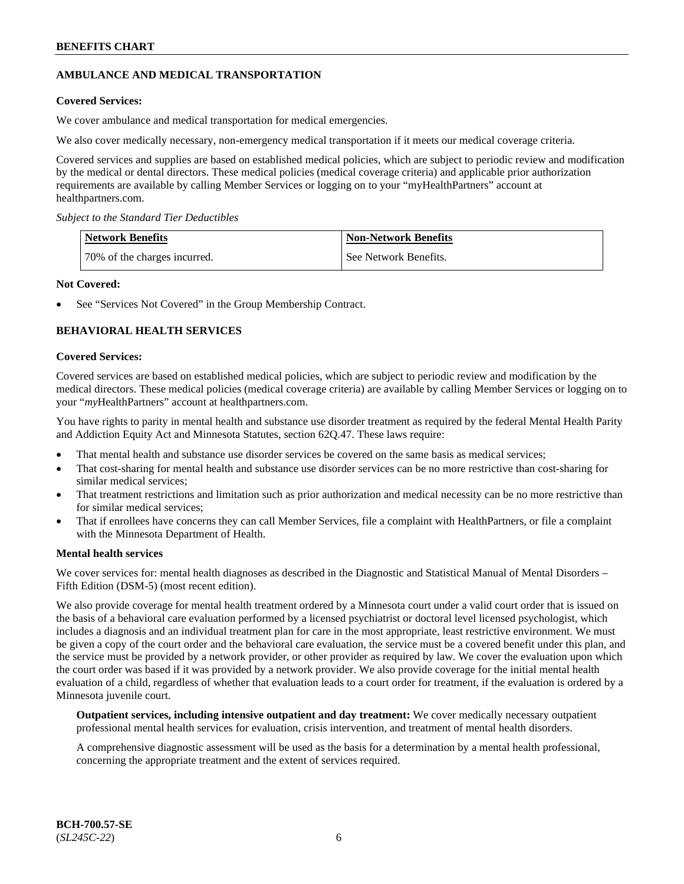## AMBULANCE AND MEDICAL TRANSPORTATION

**Covered Services:**

We cover ambulance and medical transportation for medical emergencies.

We also cover medically necessary, non-emergency medical transportation if it meets our medical coverage criteria.

Covered services and supplies are based on established medical policies, which are subject to periodic review and modification by the medical or dental directors. These medical policies (medical coverage criteria) and applicable prior authorization requirements are available by calling Member Services or logging on to your "myHealthPartners" account at healthpartners.com.

*Subject to the Standard Tier Deductibles*

| Network Benefits | Non-Network Benefits |
| --- | --- |
| 70% of the charges incurred. | See Network Benefits. |

**Not Covered:**

- See "Services Not Covered" in the Group Membership Contract.

## BEHAVIORAL HEALTH SERVICES

**Covered Services:**

Covered services are based on established medical policies, which are subject to periodic review and modification by the medical directors. These medical policies (medical coverage criteria) are available by calling Member Services or logging on to your "*my*HealthPartners" account at healthpartners.com.

You have rights to parity in mental health and substance use disorder treatment as required by the federal Mental Health Parity and Addiction Equity Act and Minnesota Statutes, section 62Q.47. These laws require:

- That mental health and substance use disorder services be covered on the same basis as medical services;
- That cost-sharing for mental health and substance use disorder services can be no more restrictive than cost-sharing for similar medical services;
- That treatment restrictions and limitation such as prior authorization and medical necessity can be no more restrictive than for similar medical services;
- That if enrollees have concerns they can call Member Services, file a complaint with HealthPartners, or file a complaint with the Minnesota Department of Health.

**Mental health services**

We cover services for: mental health diagnoses as described in the Diagnostic and Statistical Manual of Mental Disorders – Fifth Edition (DSM-5) (most recent edition).

We also provide coverage for mental health treatment ordered by a Minnesota court under a valid court order that is issued on the basis of a behavioral care evaluation performed by a licensed psychiatrist or doctoral level licensed psychologist, which includes a diagnosis and an individual treatment plan for care in the most appropriate, least restrictive environment. We must be given a copy of the court order and the behavioral care evaluation, the service must be a covered benefit under this plan, and the service must be provided by a network provider, or other provider as required by law. We cover the evaluation upon which the court order was based if it was provided by a network provider. We also provide coverage for the initial mental health evaluation of a child, regardless of whether that evaluation leads to a court order for treatment, if the evaluation is ordered by a Minnesota juvenile court.

**Outpatient services, including intensive outpatient and day treatment:** We cover medically necessary outpatient professional mental health services for evaluation, crisis intervention, and treatment of mental health disorders.

A comprehensive diagnostic assessment will be used as the basis for a determination by a mental health professional, concerning the appropriate treatment and the extent of services required.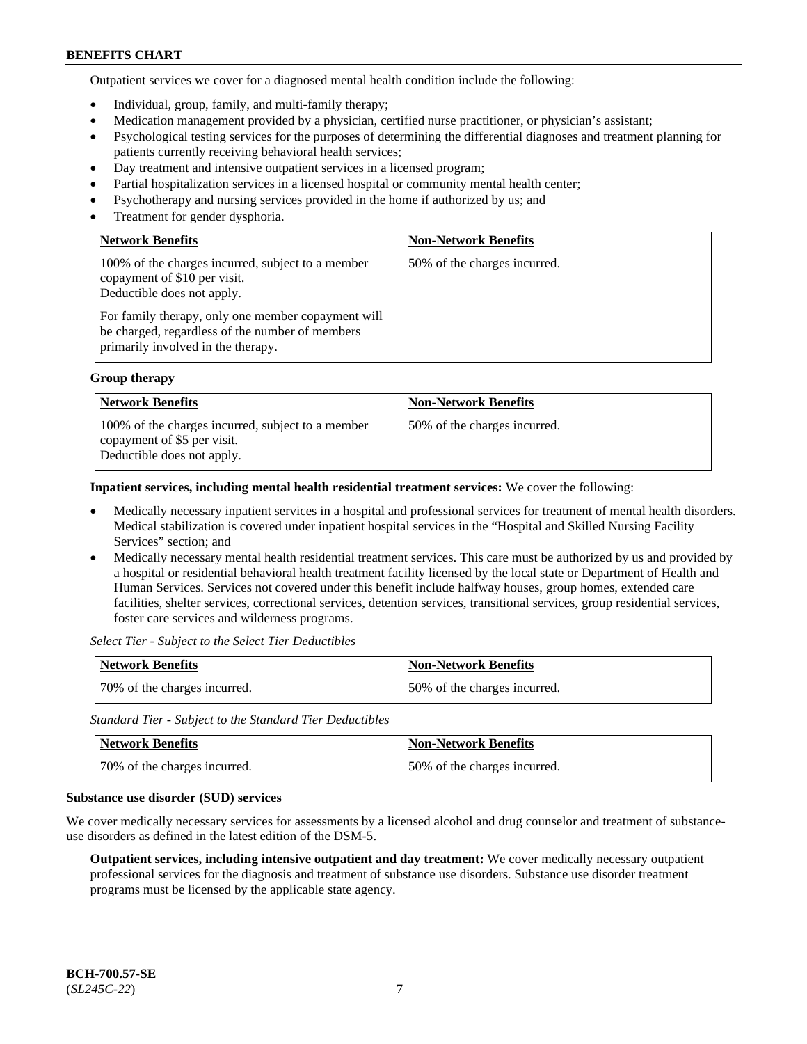Outpatient services we cover for a diagnosed mental health condition include the following:

- Individual, group, family, and multi-family therapy;
- Medication management provided by a physician, certified nurse practitioner, or physician's assistant;
- Psychological testing services for the purposes of determining the differential diagnoses and treatment planning for patients currently receiving behavioral health services;
- Day treatment and intensive outpatient services in a licensed program;
- Partial hospitalization services in a licensed hospital or community mental health center;
- Psychotherapy and nursing services provided in the home if authorized by us; and
- Treatment for gender dysphoria.

| Network Benefits | Non-Network Benefits |
|---|---|
| 100% of the charges incurred, subject to a member copayment of $10 per visit. Deductible does not apply. <br><br> For family therapy, only one member copayment will be charged, regardless of the number of members primarily involved in the therapy. | 50% of the charges incurred. |

**Group therapy**

| Network Benefits | Non-Network Benefits |
|---|---|
| 100% of the charges incurred, subject to a member copayment of $5 per visit. Deductible does not apply. | 50% of the charges incurred. |

**Inpatient services, including mental health residential treatment services:** We cover the following:

- Medically necessary inpatient services in a hospital and professional services for treatment of mental health disorders. Medical stabilization is covered under inpatient hospital services in the "Hospital and Skilled Nursing Facility Services" section; and
- Medically necessary mental health residential treatment services. This care must be authorized by us and provided by a hospital or residential behavioral health treatment facility licensed by the local state or Department of Health and Human Services. Services not covered under this benefit include halfway houses, group homes, extended care facilities, shelter services, correctional services, detention services, transitional services, group residential services, foster care services and wilderness programs.

*Select Tier - Subject to the Select Tier Deductibles*

| Network Benefits | Non-Network Benefits |
|---|---|
| 70% of the charges incurred. | 50% of the charges incurred. |

*Standard Tier - Subject to the Standard Tier Deductibles*

| Network Benefits | Non-Network Benefits |
|---|---|
| 70% of the charges incurred. | 50% of the charges incurred. |

**Substance use disorder (SUD) services**

We cover medically necessary services for assessments by a licensed alcohol and drug counselor and treatment of substance-use disorders as defined in the latest edition of the DSM-5.

**Outpatient services, including intensive outpatient and day treatment:** We cover medically necessary outpatient professional services for the diagnosis and treatment of substance use disorders. Substance use disorder treatment programs must be licensed by the applicable state agency.

BCH-700.57-SE
(*SL245C-22*)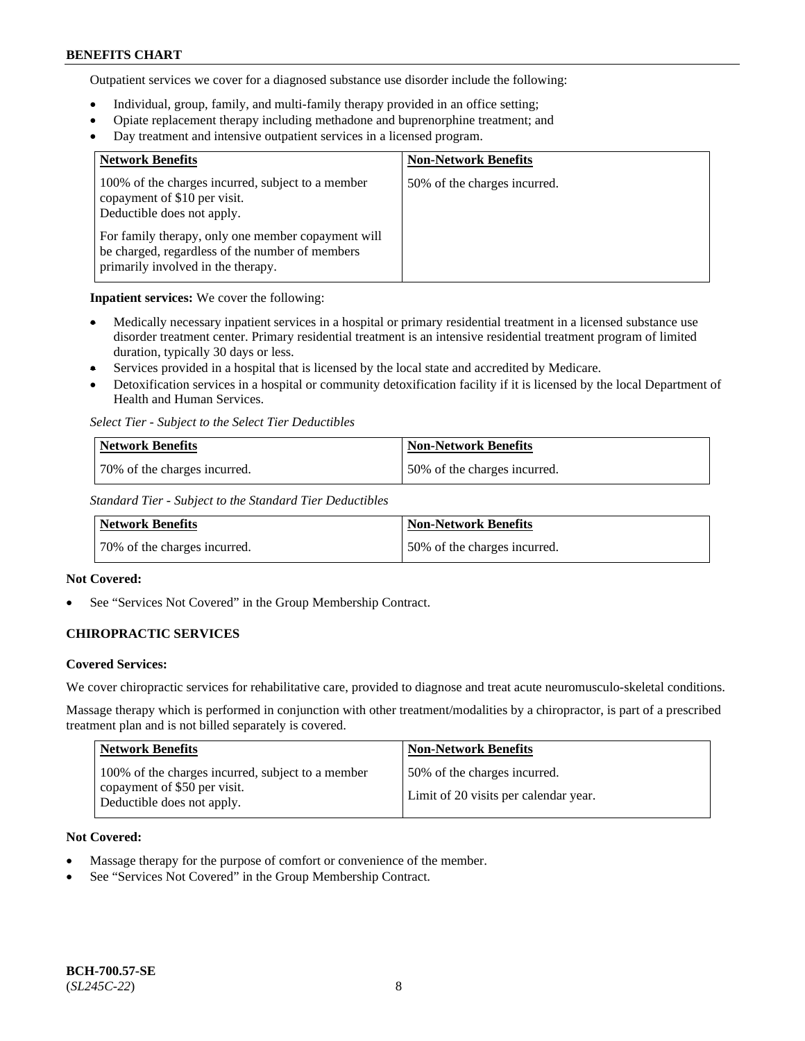Outpatient services we cover for a diagnosed substance use disorder include the following:

- Individual, group, family, and multi-family therapy provided in an office setting;
- Opiate replacement therapy including methadone and buprenorphine treatment; and
- Day treatment and intensive outpatient services in a licensed program.

| Network Benefits | Non-Network Benefits |
|---|---|
| 100% of the charges incurred, subject to a member copayment of $10 per visit. Deductible does not apply. For family therapy, only one member copayment will be charged, regardless of the number of members primarily involved in the therapy. | 50% of the charges incurred. |

**Inpatient services:** We cover the following:

- Medically necessary inpatient services in a hospital or primary residential treatment in a licensed substance use disorder treatment center. Primary residential treatment is an intensive residential treatment program of limited duration, typically 30 days or less.
- Services provided in a hospital that is licensed by the local state and accredited by Medicare.
- Detoxification services in a hospital or community detoxification facility if it is licensed by the local Department of Health and Human Services.

*Select Tier - Subject to the Select Tier Deductibles*

| Network Benefits | Non-Network Benefits |
|---|---|
| 70% of the charges incurred. | 50% of the charges incurred. |

*Standard Tier - Subject to the Standard Tier Deductibles*

| Network Benefits | Non-Network Benefits |
|---|---|
| 70% of the charges incurred. | 50% of the charges incurred. |

**Not Covered:**

- See "Services Not Covered" in the Group Membership Contract.

### CHIROPRACTIC SERVICES

**Covered Services:**

We cover chiropractic services for rehabilitative care, provided to diagnose and treat acute neuromusculo-skeletal conditions.

Massage therapy which is performed in conjunction with other treatment/modalities by a chiropractor, is part of a prescribed treatment plan and is not billed separately is covered.

| Network Benefits | Non-Network Benefits |
|---|---|
| 100% of the charges incurred, subject to a member copayment of $50 per visit. Deductible does not apply. | 50% of the charges incurred. Limit of 20 visits per calendar year. |

**Not Covered:**

- Massage therapy for the purpose of comfort or convenience of the member.
- See "Services Not Covered" in the Group Membership Contract.

BCH-700.57-SE
(*SL245C-22*)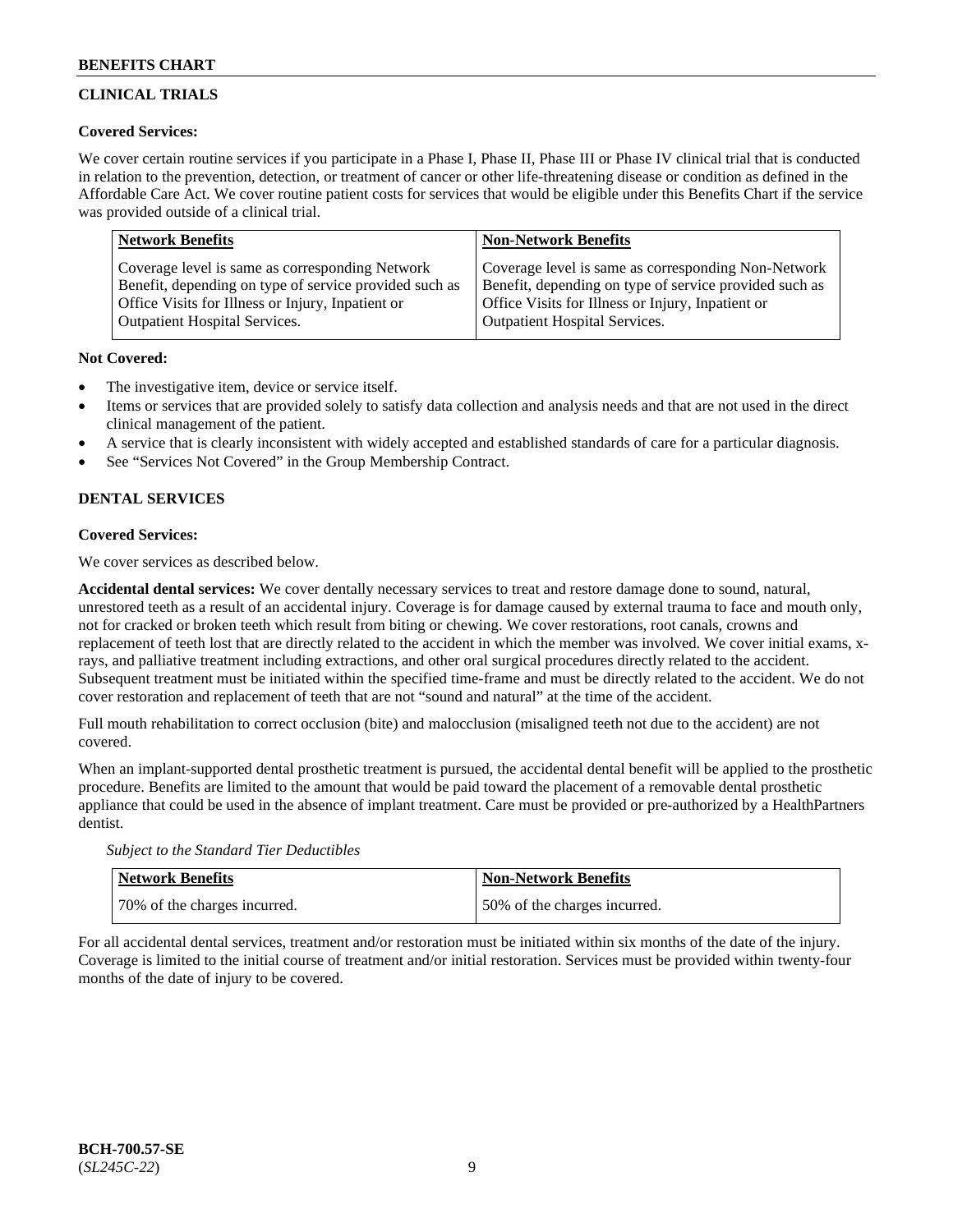## CLINICAL TRIALS

**Covered Services:**

We cover certain routine services if you participate in a Phase I, Phase II, Phase III or Phase IV clinical trial that is conducted in relation to the prevention, detection, or treatment of cancer or other life-threatening disease or condition as defined in the Affordable Care Act. We cover routine patient costs for services that would be eligible under this Benefits Chart if the service was provided outside of a clinical trial.

| Network Benefits | Non-Network Benefits |
| --- | --- |
| Coverage level is same as corresponding Network Benefit, depending on type of service provided such as Office Visits for Illness or Injury, Inpatient or Outpatient Hospital Services. | Coverage level is same as corresponding Non-Network Benefit, depending on type of service provided such as Office Visits for Illness or Injury, Inpatient or Outpatient Hospital Services. |

**Not Covered:**

- The investigative item, device or service itself.
- Items or services that are provided solely to satisfy data collection and analysis needs and that are not used in the direct clinical management of the patient.
- A service that is clearly inconsistent with widely accepted and established standards of care for a particular diagnosis.
- See "Services Not Covered" in the Group Membership Contract.

## DENTAL SERVICES

**Covered Services:**

We cover services as described below.

**Accidental dental services:** We cover dentally necessary services to treat and restore damage done to sound, natural, unrestored teeth as a result of an accidental injury. Coverage is for damage caused by external trauma to face and mouth only, not for cracked or broken teeth which result from biting or chewing. We cover restorations, root canals, crowns and replacement of teeth lost that are directly related to the accident in which the member was involved. We cover initial exams, x-rays, and palliative treatment including extractions, and other oral surgical procedures directly related to the accident. Subsequent treatment must be initiated within the specified time-frame and must be directly related to the accident. We do not cover restoration and replacement of teeth that are not "sound and natural" at the time of the accident.

Full mouth rehabilitation to correct occlusion (bite) and malocclusion (misaligned teeth not due to the accident) are not covered.

When an implant-supported dental prosthetic treatment is pursued, the accidental dental benefit will be applied to the prosthetic procedure. Benefits are limited to the amount that would be paid toward the placement of a removable dental prosthetic appliance that could be used in the absence of implant treatment. Care must be provided or pre-authorized by a HealthPartners dentist.

*Subject to the Standard Tier Deductibles*

| Network Benefits | Non-Network Benefits |
| --- | --- |
| 70% of the charges incurred. | 50% of the charges incurred. |

For all accidental dental services, treatment and/or restoration must be initiated within six months of the date of the injury. Coverage is limited to the initial course of treatment and/or initial restoration. Services must be provided within twenty-four months of the date of injury to be covered.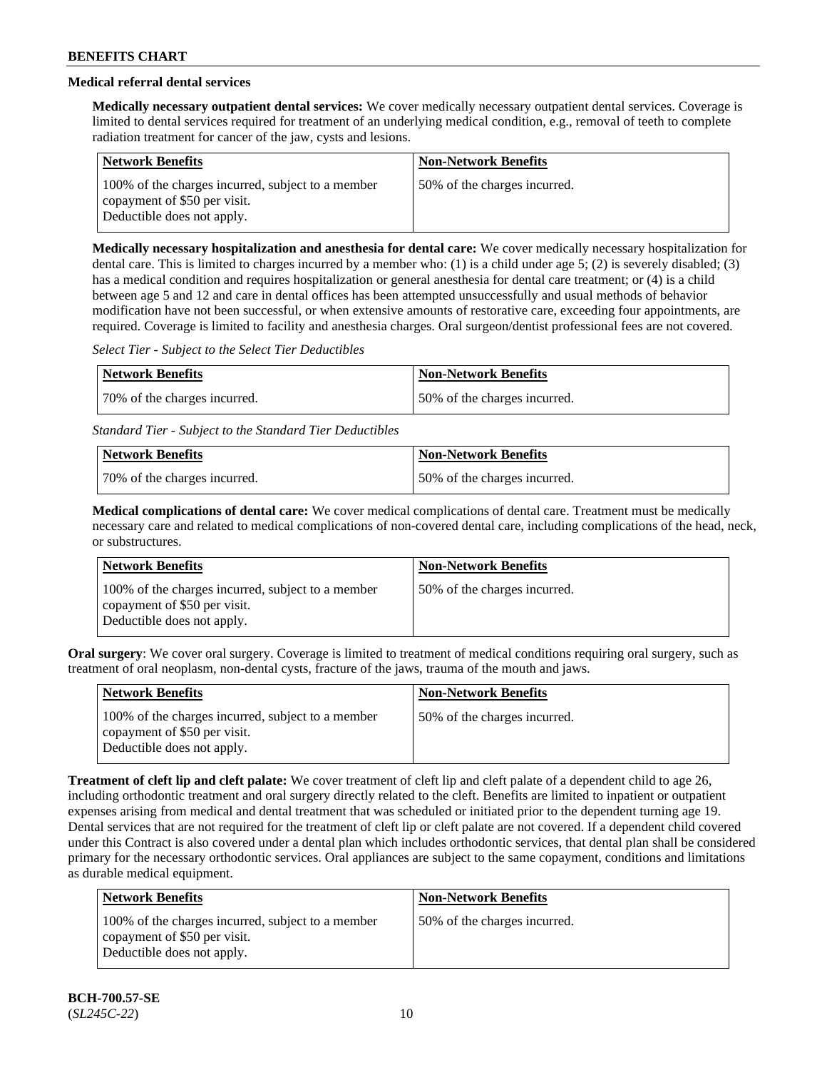### Medical referral dental services

**Medically necessary outpatient dental services:** We cover medically necessary outpatient dental services. Coverage is limited to dental services required for treatment of an underlying medical condition, e.g., removal of teeth to complete radiation treatment for cancer of the jaw, cysts and lesions.

| Network Benefits | Non-Network Benefits |
| --- | --- |
| 100% of the charges incurred, subject to a member copayment of $50 per visit. Deductible does not apply. | 50% of the charges incurred. |

**Medically necessary hospitalization and anesthesia for dental care:** We cover medically necessary hospitalization for dental care. This is limited to charges incurred by a member who: (1) is a child under age 5; (2) is severely disabled; (3) has a medical condition and requires hospitalization or general anesthesia for dental care treatment; or (4) is a child between age 5 and 12 and care in dental offices has been attempted unsuccessfully and usual methods of behavior modification have not been successful, or when extensive amounts of restorative care, exceeding four appointments, are required. Coverage is limited to facility and anesthesia charges. Oral surgeon/dentist professional fees are not covered.

*Select Tier - Subject to the Select Tier Deductibles*

| Network Benefits | Non-Network Benefits |
| --- | --- |
| 70% of the charges incurred. | 50% of the charges incurred. |

*Standard Tier - Subject to the Standard Tier Deductibles*

| Network Benefits | Non-Network Benefits |
| --- | --- |
| 70% of the charges incurred. | 50% of the charges incurred. |

**Medical complications of dental care:** We cover medical complications of dental care. Treatment must be medically necessary care and related to medical complications of non-covered dental care, including complications of the head, neck, or substructures.

| Network Benefits | Non-Network Benefits |
| --- | --- |
| 100% of the charges incurred, subject to a member copayment of $50 per visit. Deductible does not apply. | 50% of the charges incurred. |

**Oral surgery**: We cover oral surgery. Coverage is limited to treatment of medical conditions requiring oral surgery, such as treatment of oral neoplasm, non-dental cysts, fracture of the jaws, trauma of the mouth and jaws.

| Network Benefits | Non-Network Benefits |
| --- | --- |
| 100% of the charges incurred, subject to a member copayment of $50 per visit. Deductible does not apply. | 50% of the charges incurred. |

**Treatment of cleft lip and cleft palate:** We cover treatment of cleft lip and cleft palate of a dependent child to age 26, including orthodontic treatment and oral surgery directly related to the cleft. Benefits are limited to inpatient or outpatient expenses arising from medical and dental treatment that was scheduled or initiated prior to the dependent turning age 19. Dental services that are not required for the treatment of cleft lip or cleft palate are not covered. If a dependent child covered under this Contract is also covered under a dental plan which includes orthodontic services, that dental plan shall be considered primary for the necessary orthodontic services. Oral appliances are subject to the same copayment, conditions and limitations as durable medical equipment.

| Network Benefits | Non-Network Benefits |
| --- | --- |
| 100% of the charges incurred, subject to a member copayment of $50 per visit. Deductible does not apply. | 50% of the charges incurred. |

**BCH-700.57-SE**
(*SL245C-22*)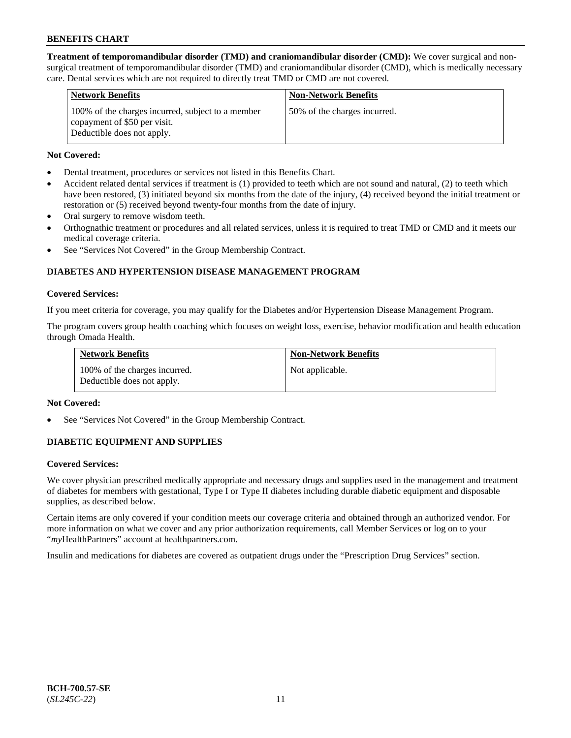**Treatment of temporomandibular disorder (TMD) and craniomandibular disorder (CMD):** We cover surgical and non-surgical treatment of temporomandibular disorder (TMD) and craniomandibular disorder (CMD), which is medically necessary care. Dental services which are not required to directly treat TMD or CMD are not covered.

| Network Benefits | Non-Network Benefits |
|---|---|
| 100% of the charges incurred, subject to a member copayment of $50 per visit. Deductible does not apply. | 50% of the charges incurred. |

**Not Covered:**

- Dental treatment, procedures or services not listed in this Benefits Chart.
- Accident related dental services if treatment is (1) provided to teeth which are not sound and natural, (2) to teeth which have been restored, (3) initiated beyond six months from the date of the injury, (4) received beyond the initial treatment or restoration or (5) received beyond twenty-four months from the date of injury.
- Oral surgery to remove wisdom teeth.
- Orthognathic treatment or procedures and all related services, unless it is required to treat TMD or CMD and it meets our medical coverage criteria.
- See "Services Not Covered" in the Group Membership Contract.

## DIABETES AND HYPERTENSION DISEASE MANAGEMENT PROGRAM

**Covered Services:**

If you meet criteria for coverage, you may qualify for the Diabetes and/or Hypertension Disease Management Program.

The program covers group health coaching which focuses on weight loss, exercise, behavior modification and health education through Omada Health.

| Network Benefits | Non-Network Benefits |
|---|---|
| 100% of the charges incurred. Deductible does not apply. | Not applicable. |

**Not Covered:**

- See "Services Not Covered" in the Group Membership Contract.

## DIABETIC EQUIPMENT AND SUPPLIES

**Covered Services:**

We cover physician prescribed medically appropriate and necessary drugs and supplies used in the management and treatment of diabetes for members with gestational, Type I or Type II diabetes including durable diabetic equipment and disposable supplies, as described below.

Certain items are only covered if your condition meets our coverage criteria and obtained through an authorized vendor. For more information on what we cover and any prior authorization requirements, call Member Services or log on to your "*my*HealthPartners" account at healthpartners.com.

Insulin and medications for diabetes are covered as outpatient drugs under the "Prescription Drug Services" section.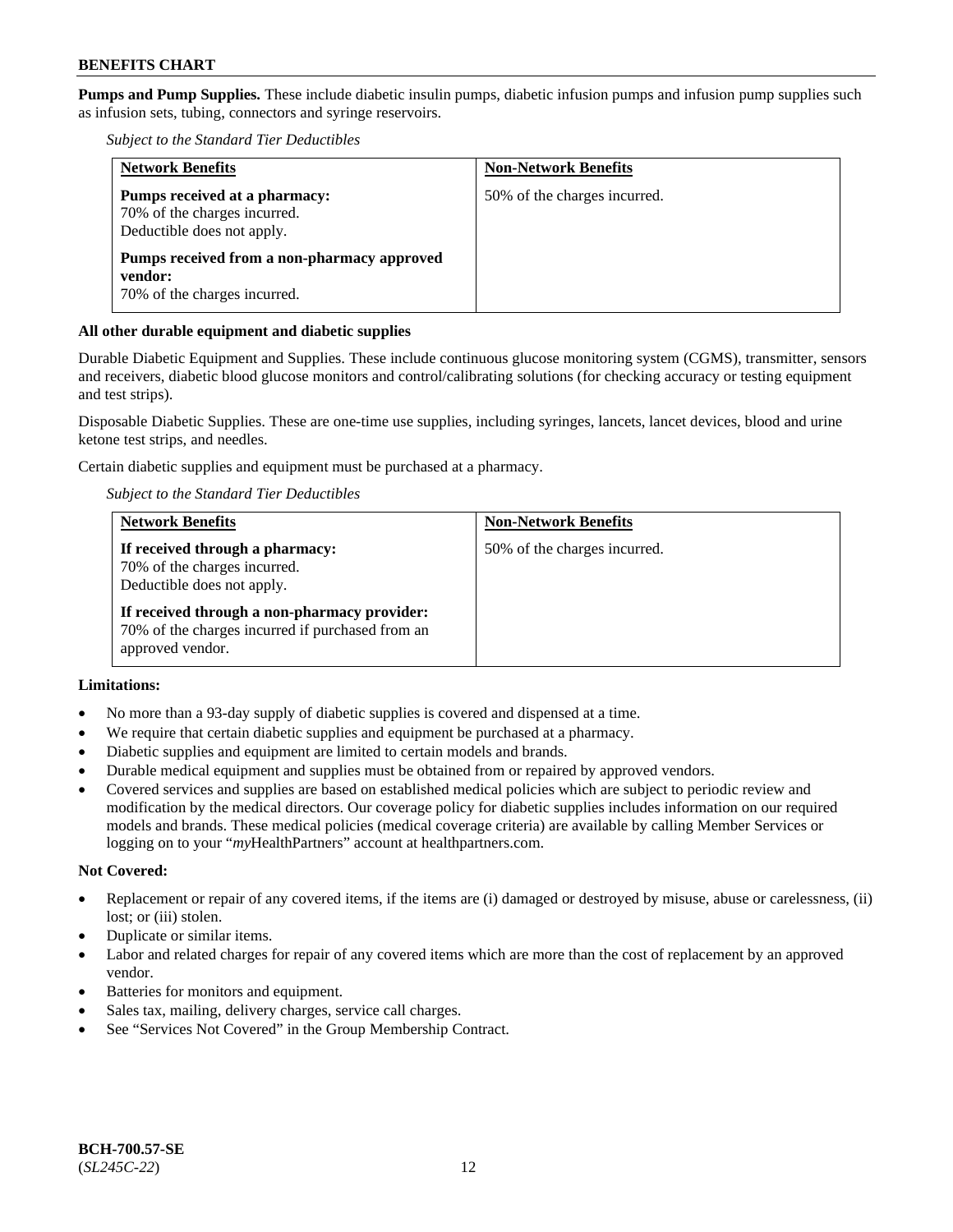**Pumps and Pump Supplies.** These include diabetic insulin pumps, diabetic infusion pumps and infusion pump supplies such as infusion sets, tubing, connectors and syringe reservoirs.

*Subject to the Standard Tier Deductibles*

| Network Benefits | Non-Network Benefits |
|---|---|
| **Pumps received at a pharmacy:** 70% of the charges incurred. Deductible does not apply. **Pumps received from a non-pharmacy approved vendor:** 70% of the charges incurred. | 50% of the charges incurred. |

**All other durable equipment and diabetic supplies**

Durable Diabetic Equipment and Supplies. These include continuous glucose monitoring system (CGMS), transmitter, sensors and receivers, diabetic blood glucose monitors and control/calibrating solutions (for checking accuracy or testing equipment and test strips).

Disposable Diabetic Supplies. These are one-time use supplies, including syringes, lancets, lancet devices, blood and urine ketone test strips, and needles.

Certain diabetic supplies and equipment must be purchased at a pharmacy.

*Subject to the Standard Tier Deductibles*

| Network Benefits | Non-Network Benefits |
|---|---|
| **If received through a pharmacy:** 70% of the charges incurred. Deductible does not apply. **If received through a non-pharmacy provider:** 70% of the charges incurred if purchased from an approved vendor. | 50% of the charges incurred. |

**Limitations:**

- No more than a 93-day supply of diabetic supplies is covered and dispensed at a time.
- We require that certain diabetic supplies and equipment be purchased at a pharmacy.
- Diabetic supplies and equipment are limited to certain models and brands.
- Durable medical equipment and supplies must be obtained from or repaired by approved vendors.
- Covered services and supplies are based on established medical policies which are subject to periodic review and modification by the medical directors. Our coverage policy for diabetic supplies includes information on our required models and brands. These medical policies (medical coverage criteria) are available by calling Member Services or logging on to your "*my*HealthPartners" account at healthpartners.com.

**Not Covered:**

- Replacement or repair of any covered items, if the items are (i) damaged or destroyed by misuse, abuse or carelessness, (ii) lost; or (iii) stolen.
- Duplicate or similar items.
- Labor and related charges for repair of any covered items which are more than the cost of replacement by an approved vendor.
- Batteries for monitors and equipment.
- Sales tax, mailing, delivery charges, service call charges.
- See "Services Not Covered" in the Group Membership Contract.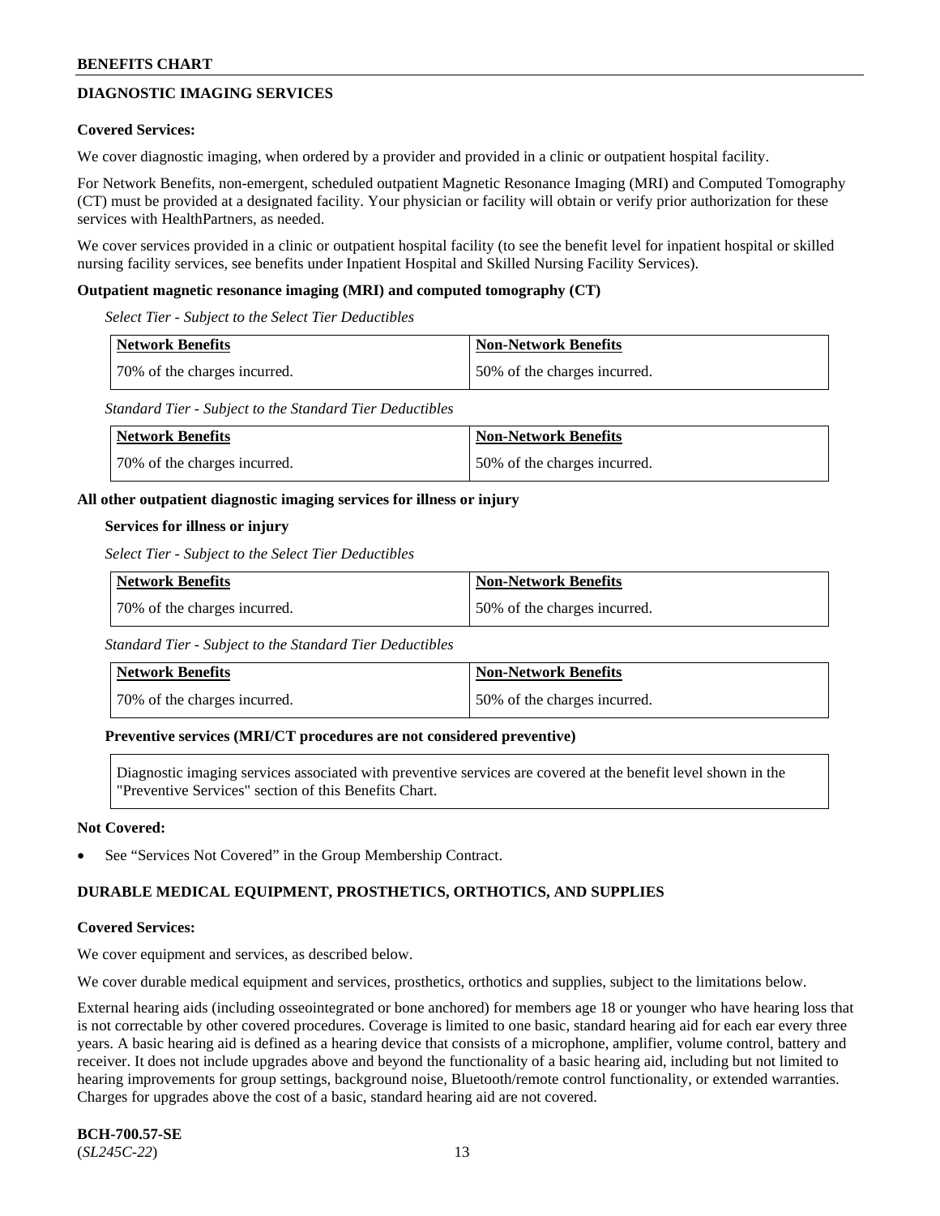## DIAGNOSTIC IMAGING SERVICES

### Covered Services:

We cover diagnostic imaging, when ordered by a provider and provided in a clinic or outpatient hospital facility.

For Network Benefits, non-emergent, scheduled outpatient Magnetic Resonance Imaging (MRI) and Computed Tomography (CT) must be provided at a designated facility. Your physician or facility will obtain or verify prior authorization for these services with HealthPartners, as needed.

We cover services provided in a clinic or outpatient hospital facility (to see the benefit level for inpatient hospital or skilled nursing facility services, see benefits under Inpatient Hospital and Skilled Nursing Facility Services).

**Outpatient magnetic resonance imaging (MRI) and computed tomography (CT)**

*Select Tier - Subject to the Select Tier Deductibles*

| Network Benefits | Non-Network Benefits |
|---|---|
| 70% of the charges incurred. | 50% of the charges incurred. |

*Standard Tier - Subject to the Standard Tier Deductibles*

| Network Benefits | Non-Network Benefits |
|---|---|
| 70% of the charges incurred. | 50% of the charges incurred. |

**All other outpatient diagnostic imaging services for illness or injury**

**Services for illness or injury**

*Select Tier - Subject to the Select Tier Deductibles*

| Network Benefits | Non-Network Benefits |
|---|---|
| 70% of the charges incurred. | 50% of the charges incurred. |

*Standard Tier - Subject to the Standard Tier Deductibles*

| Network Benefits | Non-Network Benefits |
|---|---|
| 70% of the charges incurred. | 50% of the charges incurred. |

**Preventive services (MRI/CT procedures are not considered preventive)**

Diagnostic imaging services associated with preventive services are covered at the benefit level shown in the "Preventive Services" section of this Benefits Chart.

### Not Covered:

- See "Services Not Covered" in the Group Membership Contract.

## DURABLE MEDICAL EQUIPMENT, PROSTHETICS, ORTHOTICS, AND SUPPLIES

### Covered Services:

We cover equipment and services, as described below.

We cover durable medical equipment and services, prosthetics, orthotics and supplies, subject to the limitations below.

External hearing aids (including osseointegrated or bone anchored) for members age 18 or younger who have hearing loss that is not correctable by other covered procedures. Coverage is limited to one basic, standard hearing aid for each ear every three years. A basic hearing aid is defined as a hearing device that consists of a microphone, amplifier, volume control, battery and receiver. It does not include upgrades above and beyond the functionality of a basic hearing aid, including but not limited to hearing improvements for group settings, background noise, Bluetooth/remote control functionality, or extended warranties. Charges for upgrades above the cost of a basic, standard hearing aid are not covered.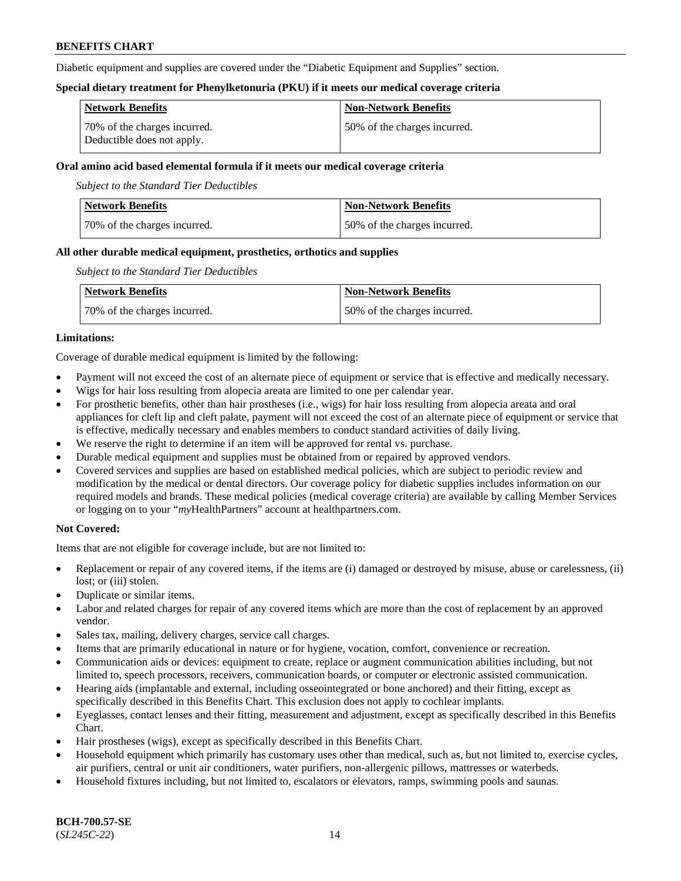Diabetic equipment and supplies are covered under the "Diabetic Equipment and Supplies" section.

**Special dietary treatment for Phenylketonuria (PKU) if it meets our medical coverage criteria**

| Network Benefits | Non-Network Benefits |
|---|---|
| 70% of the charges incurred. Deductible does not apply. | 50% of the charges incurred. |

**Oral amino acid based elemental formula if it meets our medical coverage criteria**

*Subject to the Standard Tier Deductibles*

| Network Benefits | Non-Network Benefits |
|---|---|
| 70% of the charges incurred. | 50% of the charges incurred. |

**All other durable medical equipment, prosthetics, orthotics and supplies**

*Subject to the Standard Tier Deductibles*

| Network Benefits | Non-Network Benefits |
|---|---|
| 70% of the charges incurred. | 50% of the charges incurred. |

**Limitations:**

Coverage of durable medical equipment is limited by the following:

- Payment will not exceed the cost of an alternate piece of equipment or service that is effective and medically necessary.
- Wigs for hair loss resulting from alopecia areata are limited to one per calendar year.
- For prosthetic benefits, other than hair prostheses (i.e., wigs) for hair loss resulting from alopecia areata and oral appliances for cleft lip and cleft palate, payment will not exceed the cost of an alternate piece of equipment or service that is effective, medically necessary and enables members to conduct standard activities of daily living.
- We reserve the right to determine if an item will be approved for rental vs. purchase.
- Durable medical equipment and supplies must be obtained from or repaired by approved vendors.
- Covered services and supplies are based on established medical policies, which are subject to periodic review and modification by the medical or dental directors. Our coverage policy for diabetic supplies includes information on our required models and brands. These medical policies (medical coverage criteria) are available by calling Member Services or logging on to your "*my*HealthPartners" account at healthpartners.com.

**Not Covered:**

Items that are not eligible for coverage include, but are not limited to:

- Replacement or repair of any covered items, if the items are (i) damaged or destroyed by misuse, abuse or carelessness, (ii) lost; or (iii) stolen.
- Duplicate or similar items.
- Labor and related charges for repair of any covered items which are more than the cost of replacement by an approved vendor.
- Sales tax, mailing, delivery charges, service call charges.
- Items that are primarily educational in nature or for hygiene, vocation, comfort, convenience or recreation.
- Communication aids or devices: equipment to create, replace or augment communication abilities including, but not limited to, speech processors, receivers, communication boards, or computer or electronic assisted communication.
- Hearing aids (implantable and external, including osseointegrated or bone anchored) and their fitting, except as specifically described in this Benefits Chart. This exclusion does not apply to cochlear implants.
- Eyeglasses, contact lenses and their fitting, measurement and adjustment, except as specifically described in this Benefits Chart.
- Hair prostheses (wigs), except as specifically described in this Benefits Chart.
- Household equipment which primarily has customary uses other than medical, such as, but not limited to, exercise cycles, air purifiers, central or unit air conditioners, water purifiers, non-allergenic pillows, mattresses or waterbeds.
- Household fixtures including, but not limited to, escalators or elevators, ramps, swimming pools and saunas.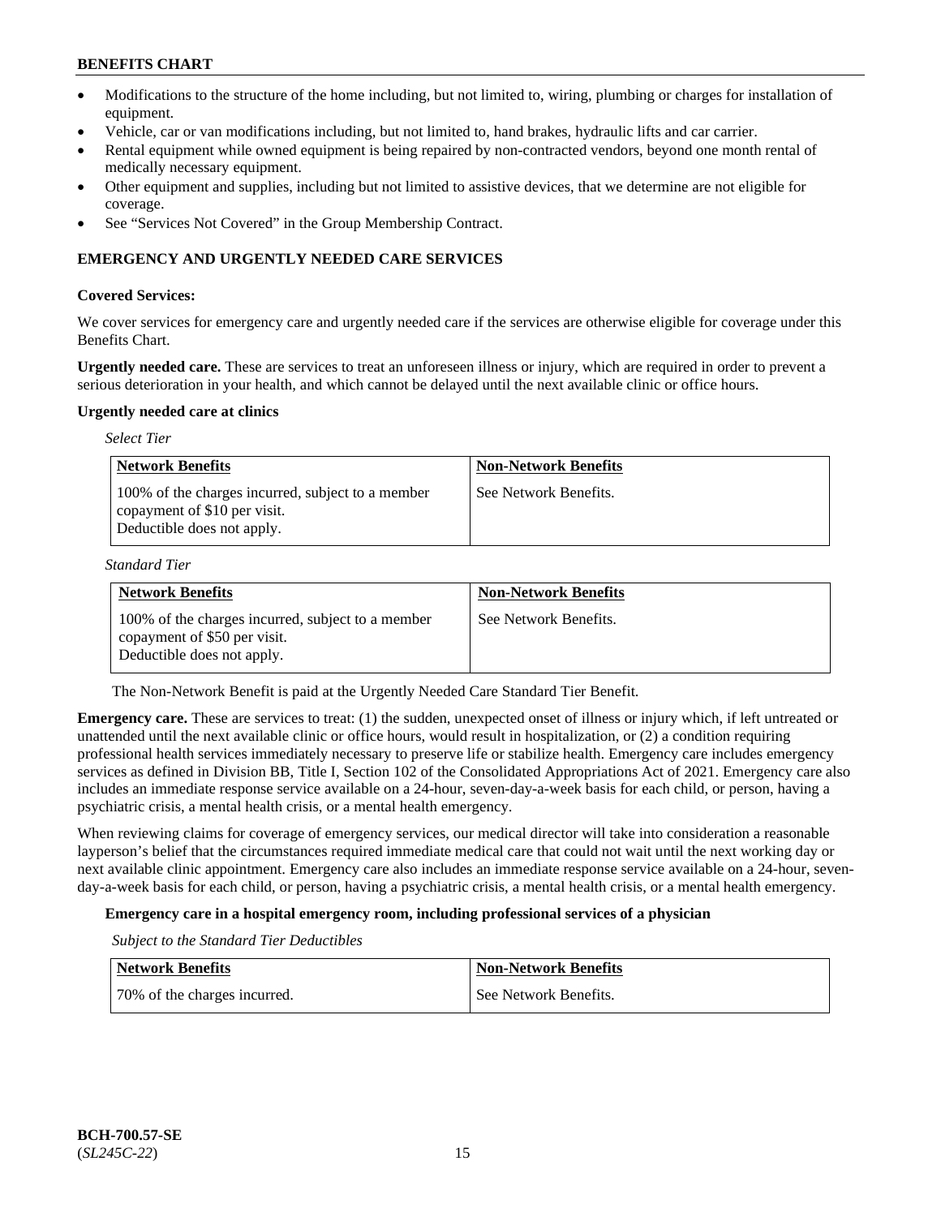- Modifications to the structure of the home including, but not limited to, wiring, plumbing or charges for installation of equipment.
- Vehicle, car or van modifications including, but not limited to, hand brakes, hydraulic lifts and car carrier.
- Rental equipment while owned equipment is being repaired by non-contracted vendors, beyond one month rental of medically necessary equipment.
- Other equipment and supplies, including but not limited to assistive devices, that we determine are not eligible for coverage.
- See "Services Not Covered" in the Group Membership Contract.

## EMERGENCY AND URGENTLY NEEDED CARE SERVICES

**Covered Services:**

We cover services for emergency care and urgently needed care if the services are otherwise eligible for coverage under this Benefits Chart.

**Urgently needed care.** These are services to treat an unforeseen illness or injury, which are required in order to prevent a serious deterioration in your health, and which cannot be delayed until the next available clinic or office hours.

**Urgently needed care at clinics**

*Select Tier*

| Network Benefits | Non-Network Benefits |
|---|---|
| 100% of the charges incurred, subject to a member copayment of $10 per visit. Deductible does not apply. | See Network Benefits. |

*Standard Tier*

| Network Benefits | Non-Network Benefits |
|---|---|
| 100% of the charges incurred, subject to a member copayment of $50 per visit. Deductible does not apply. | See Network Benefits. |

The Non-Network Benefit is paid at the Urgently Needed Care Standard Tier Benefit.

**Emergency care.** These are services to treat: (1) the sudden, unexpected onset of illness or injury which, if left untreated or unattended until the next available clinic or office hours, would result in hospitalization, or (2) a condition requiring professional health services immediately necessary to preserve life or stabilize health. Emergency care includes emergency services as defined in Division BB, Title I, Section 102 of the Consolidated Appropriations Act of 2021. Emergency care also includes an immediate response service available on a 24-hour, seven-day-a-week basis for each child, or person, having a psychiatric crisis, a mental health crisis, or a mental health emergency.

When reviewing claims for coverage of emergency services, our medical director will take into consideration a reasonable layperson's belief that the circumstances required immediate medical care that could not wait until the next working day or next available clinic appointment. Emergency care also includes an immediate response service available on a 24-hour, seven-day-a-week basis for each child, or person, having a psychiatric crisis, a mental health crisis, or a mental health emergency.

**Emergency care in a hospital emergency room, including professional services of a physician**

*Subject to the Standard Tier Deductibles*

| Network Benefits | Non-Network Benefits |
|---|---|
| 70% of the charges incurred. | See Network Benefits. |

BCH-700.57-SE
(*SL245C-22*)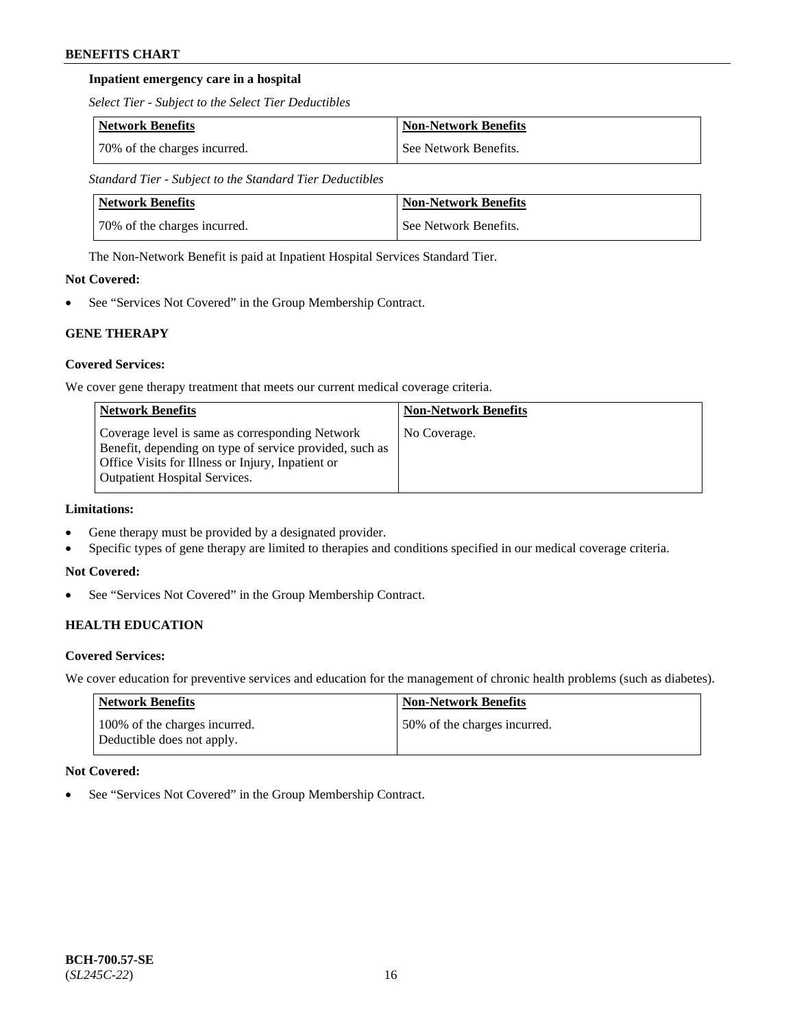**Inpatient emergency care in a hospital**

*Select Tier - Subject to the Select Tier Deductibles*

| Network Benefits | Non-Network Benefits |
| --- | --- |
| 70% of the charges incurred. | See Network Benefits. |

*Standard Tier - Subject to the Standard Tier Deductibles*

| Network Benefits | Non-Network Benefits |
| --- | --- |
| 70% of the charges incurred. | See Network Benefits. |

The Non-Network Benefit is paid at Inpatient Hospital Services Standard Tier.

**Not Covered:**

- See "Services Not Covered" in the Group Membership Contract.

### GENE THERAPY

**Covered Services:**

We cover gene therapy treatment that meets our current medical coverage criteria.

| Network Benefits | Non-Network Benefits |
| --- | --- |
| Coverage level is same as corresponding Network Benefit, depending on type of service provided, such as Office Visits for Illness or Injury, Inpatient or Outpatient Hospital Services. | No Coverage. |

**Limitations:**

- Gene therapy must be provided by a designated provider.
- Specific types of gene therapy are limited to therapies and conditions specified in our medical coverage criteria.

**Not Covered:**

- See "Services Not Covered" in the Group Membership Contract.

### HEALTH EDUCATION

**Covered Services:**

We cover education for preventive services and education for the management of chronic health problems (such as diabetes).

| Network Benefits | Non-Network Benefits |
| --- | --- |
| 100% of the charges incurred. Deductible does not apply. | 50% of the charges incurred. |

**Not Covered:**

- See "Services Not Covered" in the Group Membership Contract.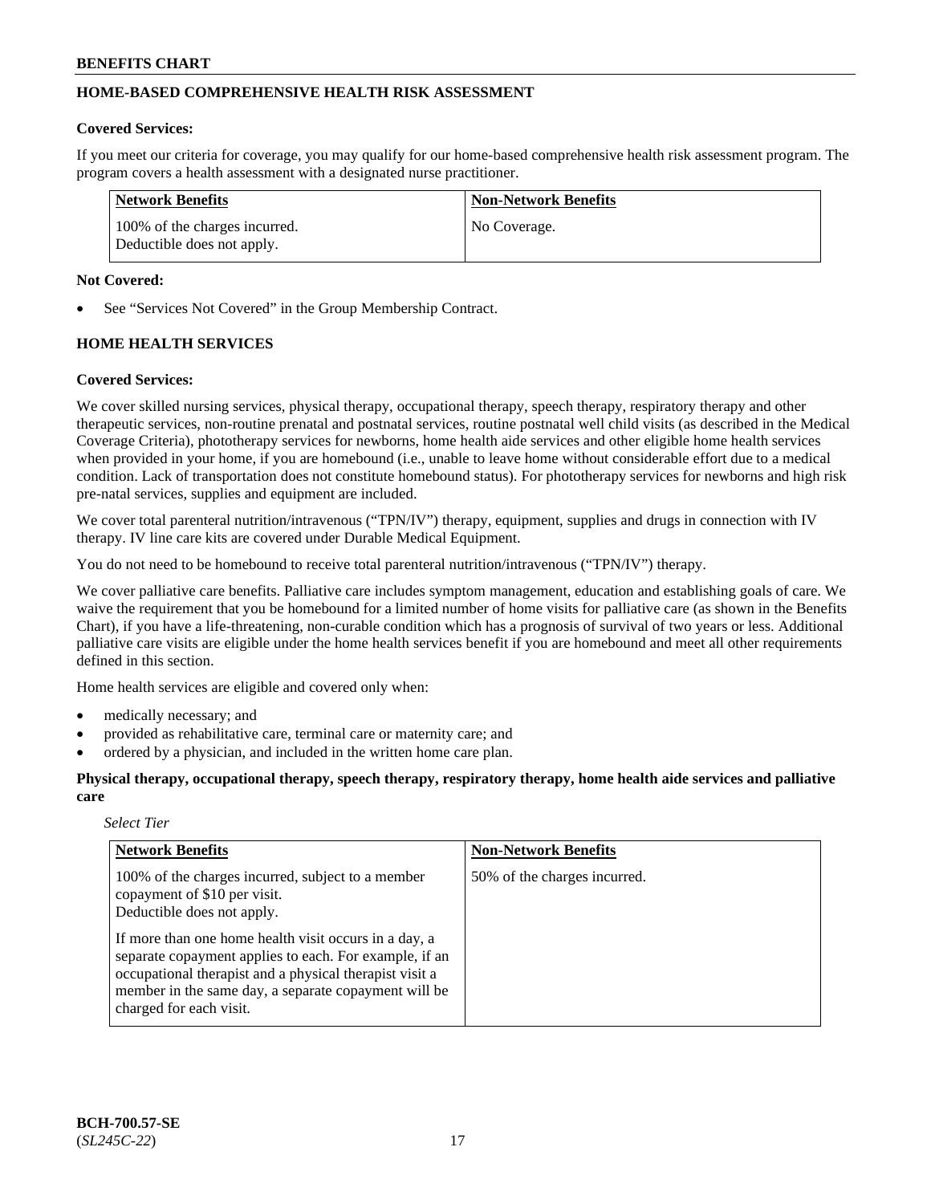## HOME-BASED COMPREHENSIVE HEALTH RISK ASSESSMENT

**Covered Services:**

If you meet our criteria for coverage, you may qualify for our home-based comprehensive health risk assessment program. The program covers a health assessment with a designated nurse practitioner.

| Network Benefits | Non-Network Benefits |
|---|---|
| 100% of the charges incurred.<br>Deductible does not apply. | No Coverage. |

**Not Covered:**

- See "Services Not Covered" in the Group Membership Contract.

## HOME HEALTH SERVICES

**Covered Services:**

We cover skilled nursing services, physical therapy, occupational therapy, speech therapy, respiratory therapy and other therapeutic services, non-routine prenatal and postnatal services, routine postnatal well child visits (as described in the Medical Coverage Criteria), phototherapy services for newborns, home health aide services and other eligible home health services when provided in your home, if you are homebound (i.e., unable to leave home without considerable effort due to a medical condition. Lack of transportation does not constitute homebound status). For phototherapy services for newborns and high risk pre-natal services, supplies and equipment are included.

We cover total parenteral nutrition/intravenous ("TPN/IV") therapy, equipment, supplies and drugs in connection with IV therapy. IV line care kits are covered under Durable Medical Equipment.

You do not need to be homebound to receive total parenteral nutrition/intravenous ("TPN/IV") therapy.

We cover palliative care benefits. Palliative care includes symptom management, education and establishing goals of care. We waive the requirement that you be homebound for a limited number of home visits for palliative care (as shown in the Benefits Chart), if you have a life-threatening, non-curable condition which has a prognosis of survival of two years or less. Additional palliative care visits are eligible under the home health services benefit if you are homebound and meet all other requirements defined in this section.

Home health services are eligible and covered only when:

- medically necessary; and
- provided as rehabilitative care, terminal care or maternity care; and
- ordered by a physician, and included in the written home care plan.

**Physical therapy, occupational therapy, speech therapy, respiratory therapy, home health aide services and palliative care**

*Select Tier*

| Network Benefits | Non-Network Benefits |
|---|---|
| 100% of the charges incurred, subject to a member copayment of $10 per visit.<br>Deductible does not apply.<br><br>If more than one home health visit occurs in a day, a separate copayment applies to each. For example, if an occupational therapist and a physical therapist visit a member in the same day, a separate copayment will be charged for each visit. | 50% of the charges incurred. |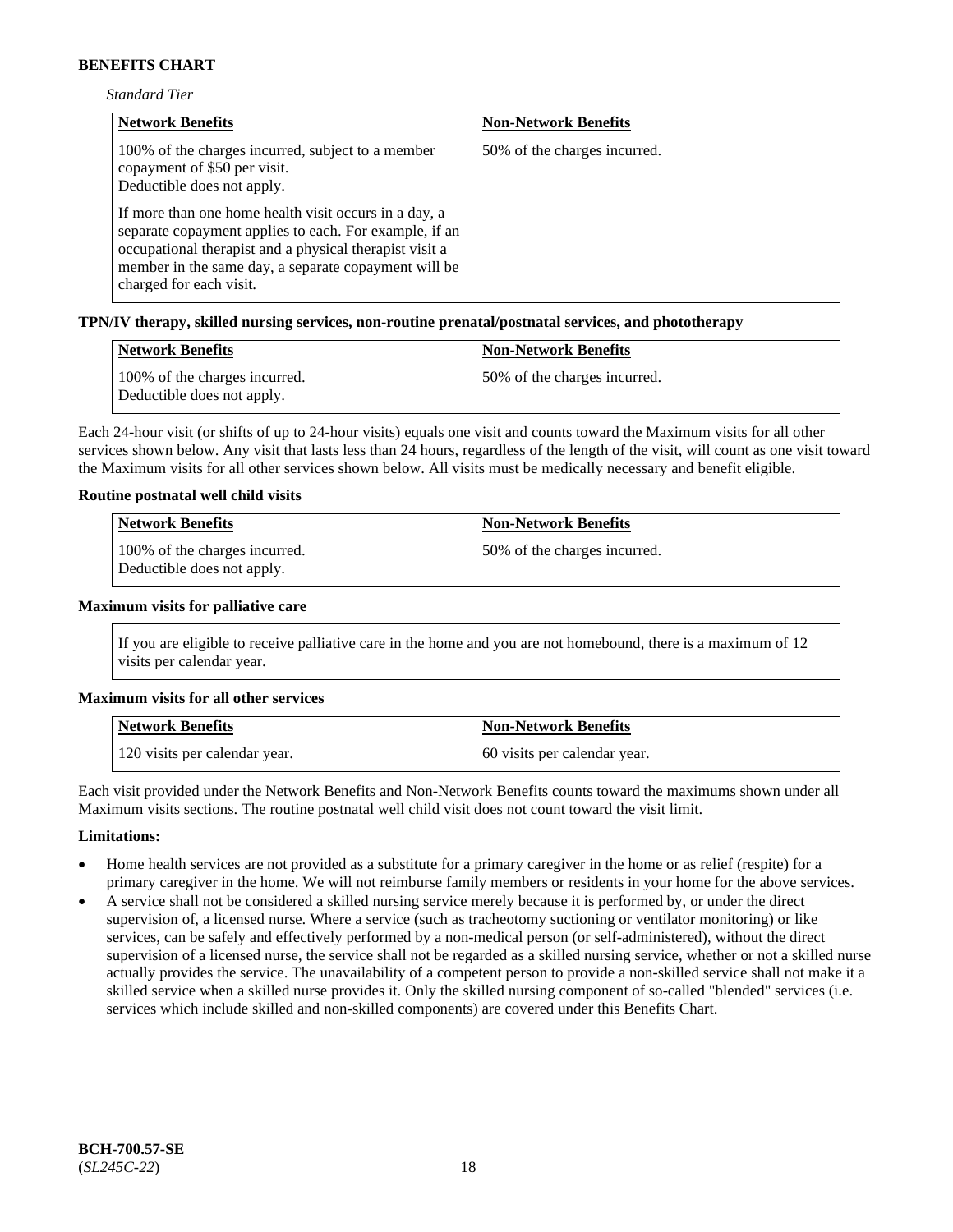*Standard Tier*

| Network Benefits | Non-Network Benefits |
|---|---|
| 100% of the charges incurred, subject to a member copayment of $50 per visit.<br>Deductible does not apply.<br><br>If more than one home health visit occurs in a day, a separate copayment applies to each. For example, if an occupational therapist and a physical therapist visit a member in the same day, a separate copayment will be charged for each visit. | 50% of the charges incurred. |

**TPN/IV therapy, skilled nursing services, non-routine prenatal/postnatal services, and phototherapy**

| Network Benefits | Non-Network Benefits |
|---|---|
| 100% of the charges incurred.<br>Deductible does not apply. | 50% of the charges incurred. |

Each 24-hour visit (or shifts of up to 24-hour visits) equals one visit and counts toward the Maximum visits for all other services shown below. Any visit that lasts less than 24 hours, regardless of the length of the visit, will count as one visit toward the Maximum visits for all other services shown below. All visits must be medically necessary and benefit eligible.

**Routine postnatal well child visits**

| Network Benefits | Non-Network Benefits |
|---|---|
| 100% of the charges incurred.<br>Deductible does not apply. | 50% of the charges incurred. |

**Maximum visits for palliative care**

If you are eligible to receive palliative care in the home and you are not homebound, there is a maximum of 12 visits per calendar year.

**Maximum visits for all other services**

| Network Benefits | Non-Network Benefits |
|---|---|
| 120 visits per calendar year. | 60 visits per calendar year. |

Each visit provided under the Network Benefits and Non-Network Benefits counts toward the maximums shown under all Maximum visits sections. The routine postnatal well child visit does not count toward the visit limit.

**Limitations:**

- Home health services are not provided as a substitute for a primary caregiver in the home or as relief (respite) for a primary caregiver in the home. We will not reimburse family members or residents in your home for the above services.
- A service shall not be considered a skilled nursing service merely because it is performed by, or under the direct supervision of, a licensed nurse. Where a service (such as tracheotomy suctioning or ventilator monitoring) or like services, can be safely and effectively performed by a non-medical person (or self-administered), without the direct supervision of a licensed nurse, the service shall not be regarded as a skilled nursing service, whether or not a skilled nurse actually provides the service. The unavailability of a competent person to provide a non-skilled service shall not make it a skilled service when a skilled nurse provides it. Only the skilled nursing component of so-called "blended" services (i.e. services which include skilled and non-skilled components) are covered under this Benefits Chart.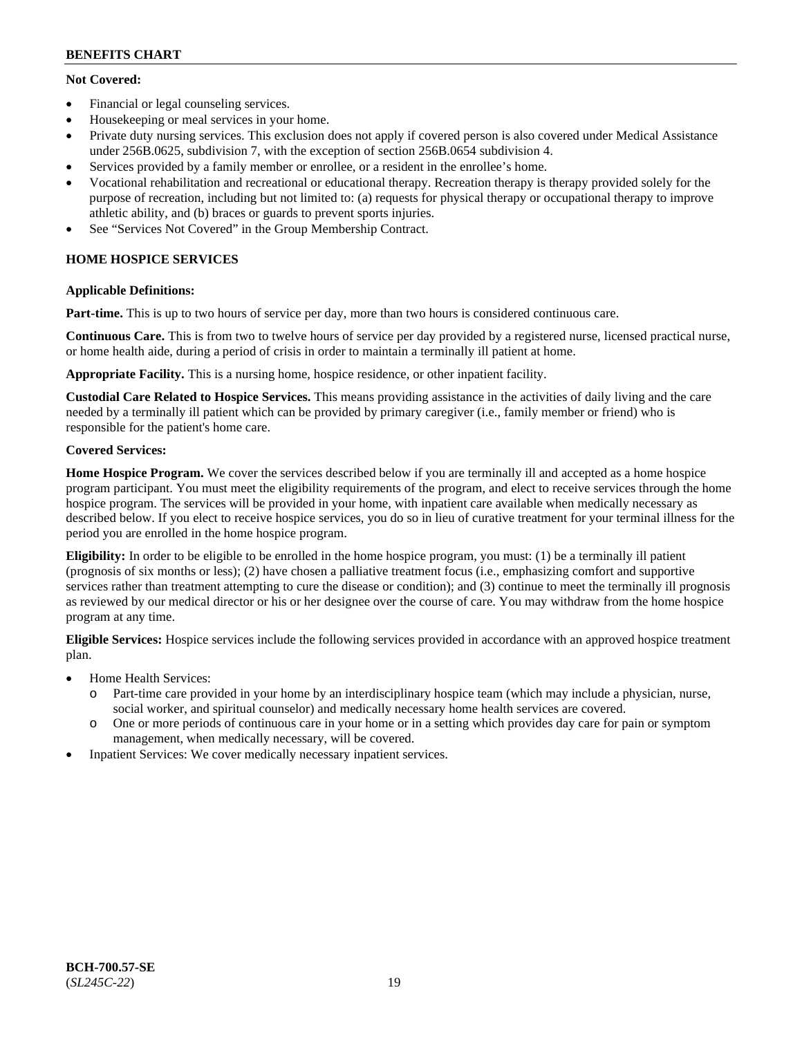**Not Covered:**

- Financial or legal counseling services.
- Housekeeping or meal services in your home.
- Private duty nursing services. This exclusion does not apply if covered person is also covered under Medical Assistance under 256B.0625, subdivision 7, with the exception of section 256B.0654 subdivision 4.
- Services provided by a family member or enrollee, or a resident in the enrollee's home.
- Vocational rehabilitation and recreational or educational therapy. Recreation therapy is therapy provided solely for the purpose of recreation, including but not limited to: (a) requests for physical therapy or occupational therapy to improve athletic ability, and (b) braces or guards to prevent sports injuries.
- See "Services Not Covered" in the Group Membership Contract.

**HOME HOSPICE SERVICES**

**Applicable Definitions:**

**Part-time.** This is up to two hours of service per day, more than two hours is considered continuous care.

**Continuous Care.** This is from two to twelve hours of service per day provided by a registered nurse, licensed practical nurse, or home health aide, during a period of crisis in order to maintain a terminally ill patient at home.

**Appropriate Facility.** This is a nursing home, hospice residence, or other inpatient facility.

**Custodial Care Related to Hospice Services.** This means providing assistance in the activities of daily living and the care needed by a terminally ill patient which can be provided by primary caregiver (i.e., family member or friend) who is responsible for the patient's home care.

**Covered Services:**

**Home Hospice Program.** We cover the services described below if you are terminally ill and accepted as a home hospice program participant. You must meet the eligibility requirements of the program, and elect to receive services through the home hospice program. The services will be provided in your home, with inpatient care available when medically necessary as described below. If you elect to receive hospice services, you do so in lieu of curative treatment for your terminal illness for the period you are enrolled in the home hospice program.

**Eligibility:** In order to be eligible to be enrolled in the home hospice program, you must: (1) be a terminally ill patient (prognosis of six months or less); (2) have chosen a palliative treatment focus (i.e., emphasizing comfort and supportive services rather than treatment attempting to cure the disease or condition); and (3) continue to meet the terminally ill prognosis as reviewed by our medical director or his or her designee over the course of care. You may withdraw from the home hospice program at any time.

**Eligible Services:** Hospice services include the following services provided in accordance with an approved hospice treatment plan.

- Home Health Services:
  - Part-time care provided in your home by an interdisciplinary hospice team (which may include a physician, nurse, social worker, and spiritual counselor) and medically necessary home health services are covered.
  - One or more periods of continuous care in your home or in a setting which provides day care for pain or symptom management, when medically necessary, will be covered.
- Inpatient Services: We cover medically necessary inpatient services.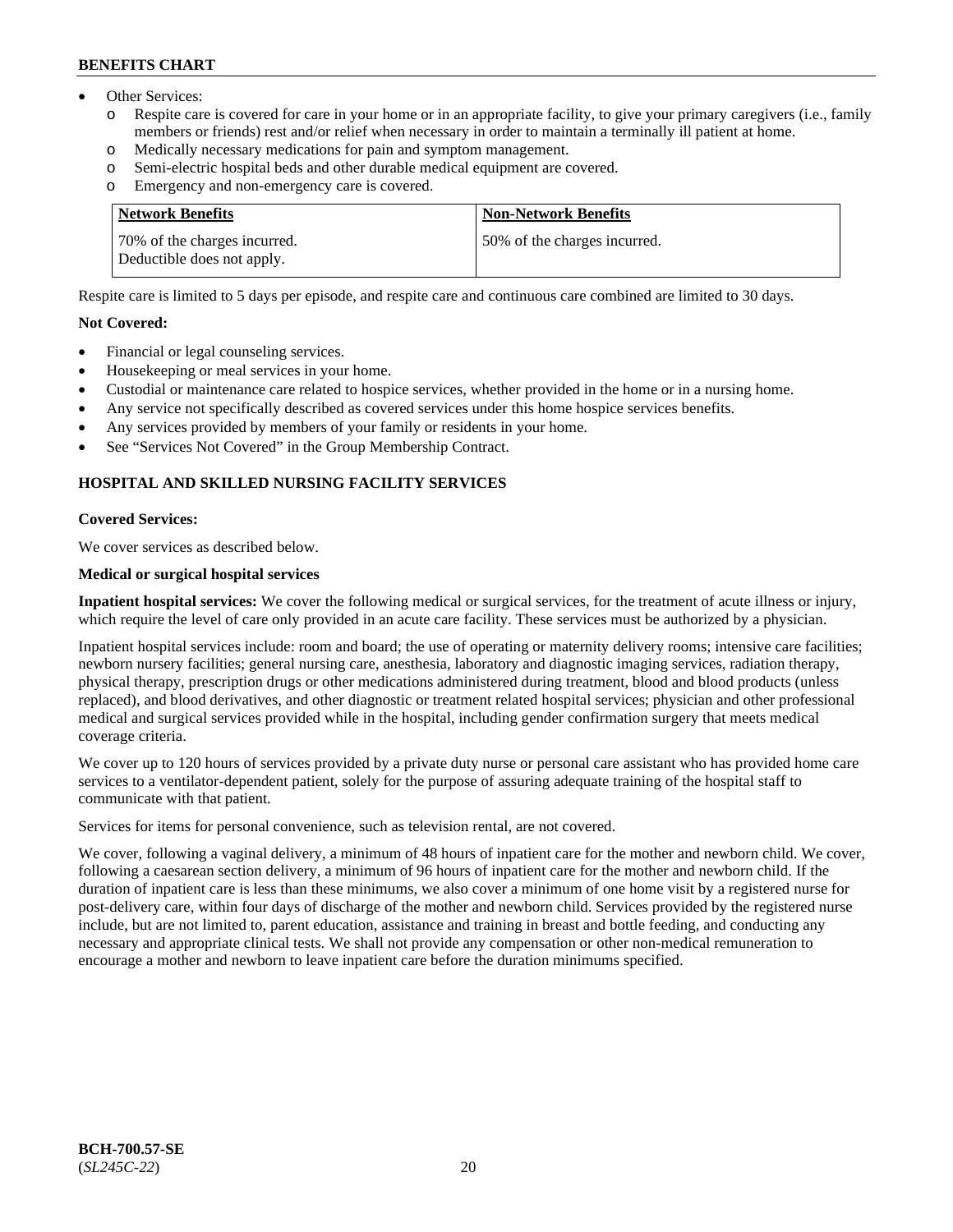- Other Services:
  - o Respite care is covered for care in your home or in an appropriate facility, to give your primary caregivers (i.e., family members or friends) rest and/or relief when necessary in order to maintain a terminally ill patient at home.
  - o Medically necessary medications for pain and symptom management.
  - o Semi-electric hospital beds and other durable medical equipment are covered.
  - o Emergency and non-emergency care is covered.

| Network Benefits | Non-Network Benefits |
|---|---|
| 70% of the charges incurred. Deductible does not apply. | 50% of the charges incurred. |

Respite care is limited to 5 days per episode, and respite care and continuous care combined are limited to 30 days.

**Not Covered:**

- Financial or legal counseling services.
- Housekeeping or meal services in your home.
- Custodial or maintenance care related to hospice services, whether provided in the home or in a nursing home.
- Any service not specifically described as covered services under this home hospice services benefits.
- Any services provided by members of your family or residents in your home.
- See "Services Not Covered" in the Group Membership Contract.

## HOSPITAL AND SKILLED NURSING FACILITY SERVICES

**Covered Services:**

We cover services as described below.

**Medical or surgical hospital services**

**Inpatient hospital services:** We cover the following medical or surgical services, for the treatment of acute illness or injury, which require the level of care only provided in an acute care facility. These services must be authorized by a physician.

Inpatient hospital services include: room and board; the use of operating or maternity delivery rooms; intensive care facilities; newborn nursery facilities; general nursing care, anesthesia, laboratory and diagnostic imaging services, radiation therapy, physical therapy, prescription drugs or other medications administered during treatment, blood and blood products (unless replaced), and blood derivatives, and other diagnostic or treatment related hospital services; physician and other professional medical and surgical services provided while in the hospital, including gender confirmation surgery that meets medical coverage criteria.

We cover up to 120 hours of services provided by a private duty nurse or personal care assistant who has provided home care services to a ventilator-dependent patient, solely for the purpose of assuring adequate training of the hospital staff to communicate with that patient.

Services for items for personal convenience, such as television rental, are not covered.

We cover, following a vaginal delivery, a minimum of 48 hours of inpatient care for the mother and newborn child. We cover, following a caesarean section delivery, a minimum of 96 hours of inpatient care for the mother and newborn child. If the duration of inpatient care is less than these minimums, we also cover a minimum of one home visit by a registered nurse for post-delivery care, within four days of discharge of the mother and newborn child. Services provided by the registered nurse include, but are not limited to, parent education, assistance and training in breast and bottle feeding, and conducting any necessary and appropriate clinical tests. We shall not provide any compensation or other non-medical remuneration to encourage a mother and newborn to leave inpatient care before the duration minimums specified.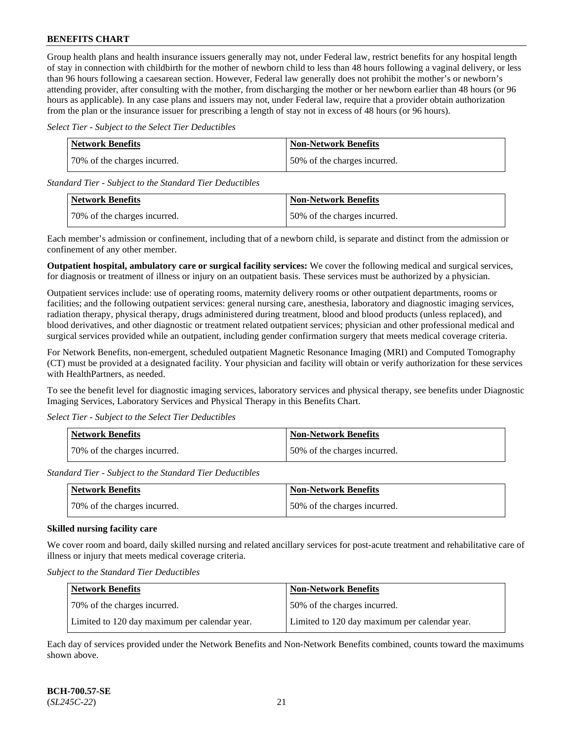Group health plans and health insurance issuers generally may not, under Federal law, restrict benefits for any hospital length of stay in connection with childbirth for the mother of newborn child to less than 48 hours following a vaginal delivery, or less than 96 hours following a caesarean section. However, Federal law generally does not prohibit the mother's or newborn's attending provider, after consulting with the mother, from discharging the mother or her newborn earlier than 48 hours (or 96 hours as applicable). In any case plans and issuers may not, under Federal law, require that a provider obtain authorization from the plan or the insurance issuer for prescribing a length of stay not in excess of 48 hours (or 96 hours).

*Select Tier - Subject to the Select Tier Deductibles*

| Network Benefits | Non-Network Benefits |
|---|---|
| 70% of the charges incurred. | 50% of the charges incurred. |

*Standard Tier - Subject to the Standard Tier Deductibles*

| Network Benefits | Non-Network Benefits |
|---|---|
| 70% of the charges incurred. | 50% of the charges incurred. |

Each member's admission or confinement, including that of a newborn child, is separate and distinct from the admission or confinement of any other member.

**Outpatient hospital, ambulatory care or surgical facility services:** We cover the following medical and surgical services, for diagnosis or treatment of illness or injury on an outpatient basis. These services must be authorized by a physician.

Outpatient services include: use of operating rooms, maternity delivery rooms or other outpatient departments, rooms or facilities; and the following outpatient services: general nursing care, anesthesia, laboratory and diagnostic imaging services, radiation therapy, physical therapy, drugs administered during treatment, blood and blood products (unless replaced), and blood derivatives, and other diagnostic or treatment related outpatient services; physician and other professional medical and surgical services provided while an outpatient, including gender confirmation surgery that meets medical coverage criteria.

For Network Benefits, non-emergent, scheduled outpatient Magnetic Resonance Imaging (MRI) and Computed Tomography (CT) must be provided at a designated facility. Your physician and facility will obtain or verify authorization for these services with HealthPartners, as needed.

To see the benefit level for diagnostic imaging services, laboratory services and physical therapy, see benefits under Diagnostic Imaging Services, Laboratory Services and Physical Therapy in this Benefits Chart.

*Select Tier - Subject to the Select Tier Deductibles*

| Network Benefits | Non-Network Benefits |
|---|---|
| 70% of the charges incurred. | 50% of the charges incurred. |

*Standard Tier - Subject to the Standard Tier Deductibles*

| Network Benefits | Non-Network Benefits |
|---|---|
| 70% of the charges incurred. | 50% of the charges incurred. |

**Skilled nursing facility care**

We cover room and board, daily skilled nursing and related ancillary services for post-acute treatment and rehabilitative care of illness or injury that meets medical coverage criteria.

*Subject to the Standard Tier Deductibles*

| Network Benefits | Non-Network Benefits |
|---|---|
| 70% of the charges incurred. | 50% of the charges incurred. |
| Limited to 120 day maximum per calendar year. | Limited to 120 day maximum per calendar year. |

Each day of services provided under the Network Benefits and Non-Network Benefits combined, counts toward the maximums shown above.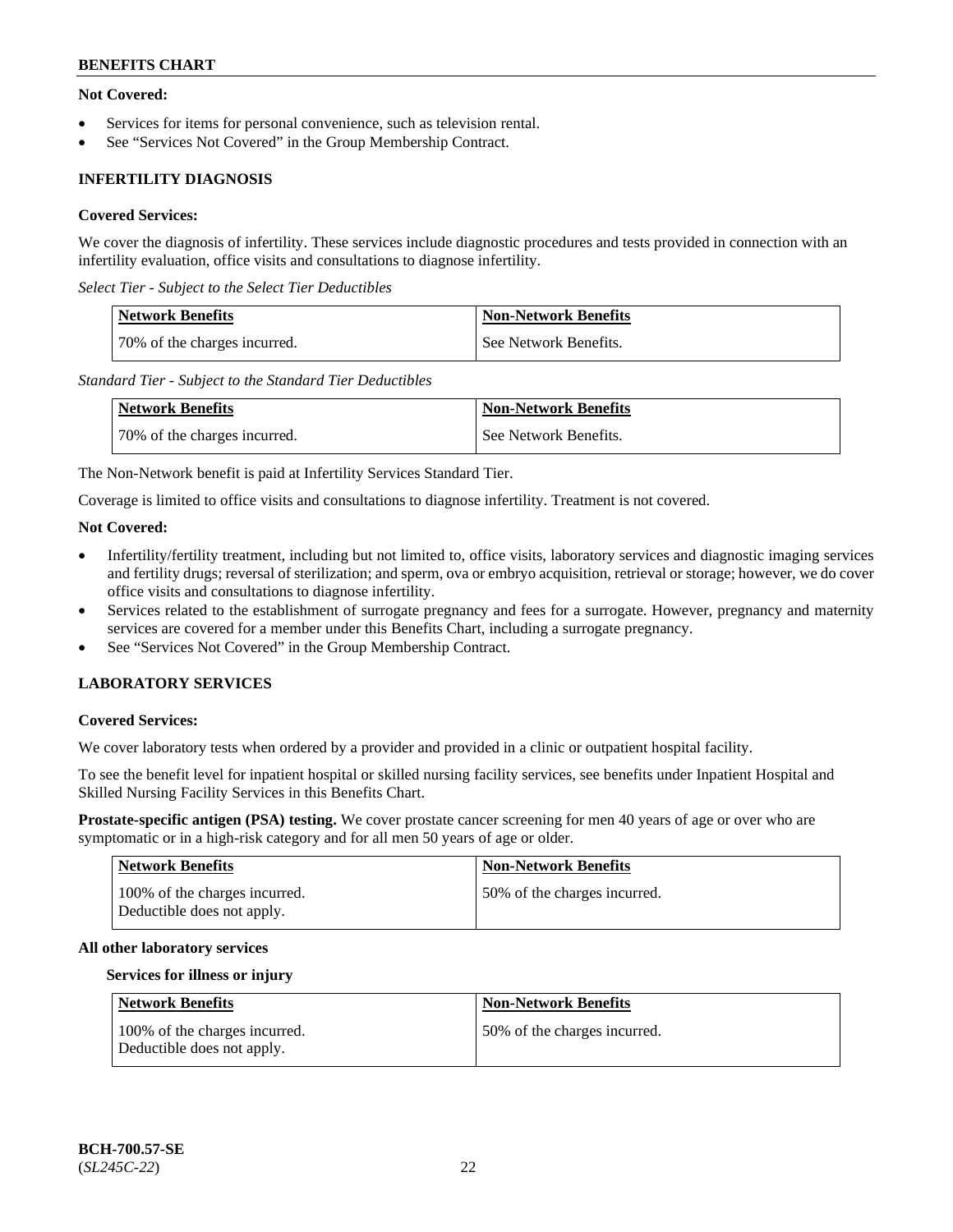**Not Covered:**

- Services for items for personal convenience, such as television rental.
- See "Services Not Covered" in the Group Membership Contract.

## INFERTILITY DIAGNOSIS

**Covered Services:**

We cover the diagnosis of infertility. These services include diagnostic procedures and tests provided in connection with an infertility evaluation, office visits and consultations to diagnose infertility.

*Select Tier - Subject to the Select Tier Deductibles*

| Network Benefits | Non-Network Benefits |
|---|---|
| 70% of the charges incurred. | See Network Benefits. |

*Standard Tier - Subject to the Standard Tier Deductibles*

| Network Benefits | Non-Network Benefits |
|---|---|
| 70% of the charges incurred. | See Network Benefits. |

The Non-Network benefit is paid at Infertility Services Standard Tier.

Coverage is limited to office visits and consultations to diagnose infertility. Treatment is not covered.

**Not Covered:**

- Infertility/fertility treatment, including but not limited to, office visits, laboratory services and diagnostic imaging services and fertility drugs; reversal of sterilization; and sperm, ova or embryo acquisition, retrieval or storage; however, we do cover office visits and consultations to diagnose infertility.
- Services related to the establishment of surrogate pregnancy and fees for a surrogate. However, pregnancy and maternity services are covered for a member under this Benefits Chart, including a surrogate pregnancy.
- See "Services Not Covered" in the Group Membership Contract.

## LABORATORY SERVICES

**Covered Services:**

We cover laboratory tests when ordered by a provider and provided in a clinic or outpatient hospital facility.

To see the benefit level for inpatient hospital or skilled nursing facility services, see benefits under Inpatient Hospital and Skilled Nursing Facility Services in this Benefits Chart.

**Prostate-specific antigen (PSA) testing.** We cover prostate cancer screening for men 40 years of age or over who are symptomatic or in a high-risk category and for all men 50 years of age or older.

| Network Benefits | Non-Network Benefits |
|---|---|
| 100% of the charges incurred. Deductible does not apply. | 50% of the charges incurred. |

**All other laboratory services**

**Services for illness or injury**

| Network Benefits | Non-Network Benefits |
|---|---|
| 100% of the charges incurred. Deductible does not apply. | 50% of the charges incurred. |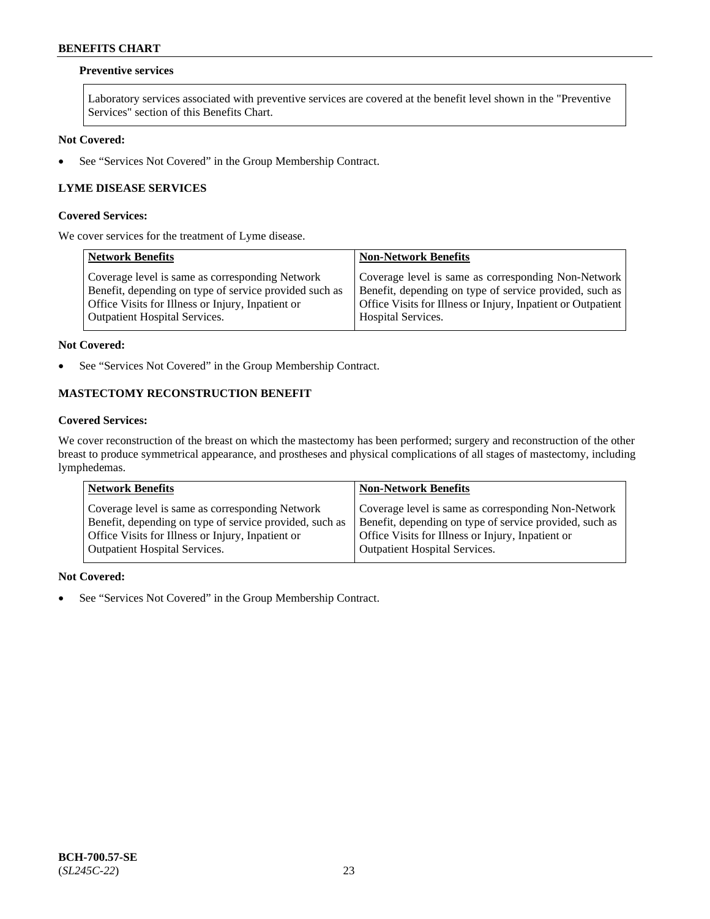**Preventive services**

| Laboratory services associated with preventive services are covered at the benefit level shown in the "Preventive Services" section of this Benefits Chart. |
|---|

**Not Covered:**

- See "Services Not Covered" in the Group Membership Contract.

### LYME DISEASE SERVICES

**Covered Services:**

We cover services for the treatment of Lyme disease.

| Network Benefits | Non-Network Benefits |
|---|---|
| Coverage level is same as corresponding Network Benefit, depending on type of service provided such as Office Visits for Illness or Injury, Inpatient or Outpatient Hospital Services. | Coverage level is same as corresponding Non-Network Benefit, depending on type of service provided, such as Office Visits for Illness or Injury, Inpatient or Outpatient Hospital Services. |

**Not Covered:**

- See "Services Not Covered" in the Group Membership Contract.

### MASTECTOMY RECONSTRUCTION BENEFIT

**Covered Services:**

We cover reconstruction of the breast on which the mastectomy has been performed; surgery and reconstruction of the other breast to produce symmetrical appearance, and prostheses and physical complications of all stages of mastectomy, including lymphedemas.

| Network Benefits | Non-Network Benefits |
|---|---|
| Coverage level is same as corresponding Network Benefit, depending on type of service provided, such as Office Visits for Illness or Injury, Inpatient or Outpatient Hospital Services. | Coverage level is same as corresponding Non-Network Benefit, depending on type of service provided, such as Office Visits for Illness or Injury, Inpatient or Outpatient Hospital Services. |

**Not Covered:**

- See "Services Not Covered" in the Group Membership Contract.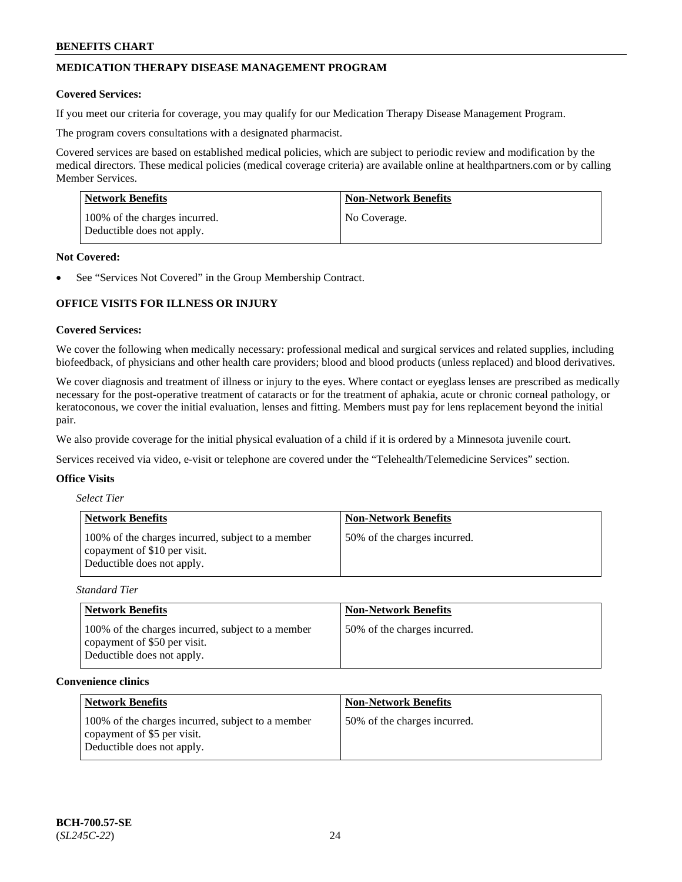## MEDICATION THERAPY DISEASE MANAGEMENT PROGRAM

**Covered Services:**

If you meet our criteria for coverage, you may qualify for our Medication Therapy Disease Management Program.

The program covers consultations with a designated pharmacist.

Covered services are based on established medical policies, which are subject to periodic review and modification by the medical directors. These medical policies (medical coverage criteria) are available online at healthpartners.com or by calling Member Services.

| Network Benefits | Non-Network Benefits |
| --- | --- |
| 100% of the charges incurred. Deductible does not apply. | No Coverage. |

**Not Covered:**

- See "Services Not Covered" in the Group Membership Contract.

## OFFICE VISITS FOR ILLNESS OR INJURY

**Covered Services:**

We cover the following when medically necessary: professional medical and surgical services and related supplies, including biofeedback, of physicians and other health care providers; blood and blood products (unless replaced) and blood derivatives.

We cover diagnosis and treatment of illness or injury to the eyes. Where contact or eyeglass lenses are prescribed as medically necessary for the post-operative treatment of cataracts or for the treatment of aphakia, acute or chronic corneal pathology, or keratoconous, we cover the initial evaluation, lenses and fitting. Members must pay for lens replacement beyond the initial pair.

We also provide coverage for the initial physical evaluation of a child if it is ordered by a Minnesota juvenile court.

Services received via video, e-visit or telephone are covered under the "Telehealth/Telemedicine Services" section.

**Office Visits**

*Select Tier*

| Network Benefits | Non-Network Benefits |
| --- | --- |
| 100% of the charges incurred, subject to a member copayment of $10 per visit. Deductible does not apply. | 50% of the charges incurred. |

*Standard Tier*

| Network Benefits | Non-Network Benefits |
| --- | --- |
| 100% of the charges incurred, subject to a member copayment of $50 per visit. Deductible does not apply. | 50% of the charges incurred. |

**Convenience clinics**

| Network Benefits | Non-Network Benefits |
| --- | --- |
| 100% of the charges incurred, subject to a member copayment of $5 per visit. Deductible does not apply. | 50% of the charges incurred. |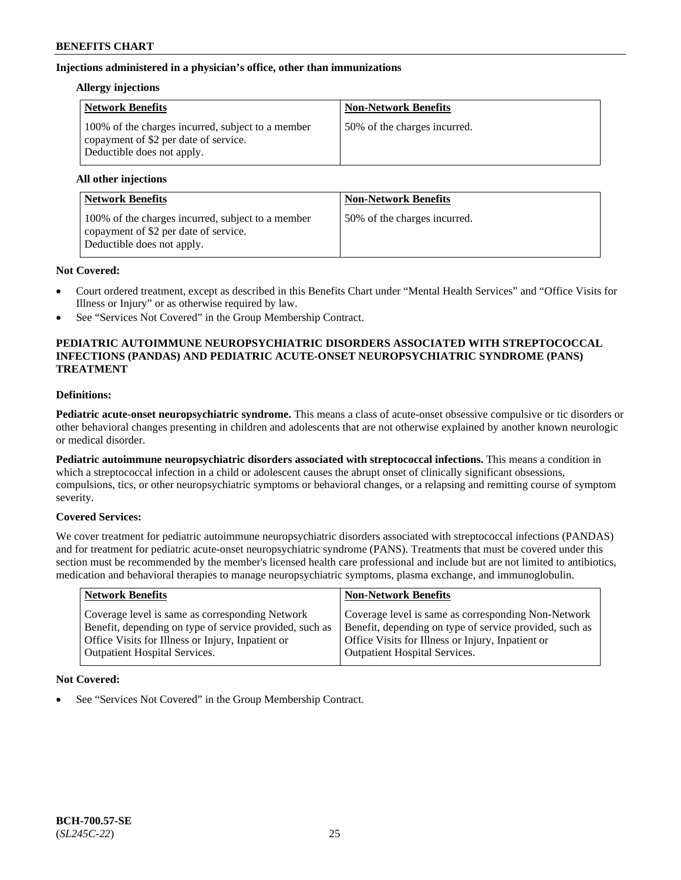### Injections administered in a physician's office, other than immunizations

#### Allergy injections

| Network Benefits | Non-Network Benefits |
| --- | --- |
| 100% of the charges incurred, subject to a member copayment of $2 per date of service. Deductible does not apply. | 50% of the charges incurred. |

#### All other injections

| Network Benefits | Non-Network Benefits |
| --- | --- |
| 100% of the charges incurred, subject to a member copayment of $2 per date of service. Deductible does not apply. | 50% of the charges incurred. |

**Not Covered:**

- Court ordered treatment, except as described in this Benefits Chart under "Mental Health Services" and "Office Visits for Illness or Injury" or as otherwise required by law.
- See "Services Not Covered" in the Group Membership Contract.

## PEDIATRIC AUTOIMMUNE NEUROPSYCHIATRIC DISORDERS ASSOCIATED WITH STREPTOCOCCAL INFECTIONS (PANDAS) AND PEDIATRIC ACUTE-ONSET NEUROPSYCHIATRIC SYNDROME (PANS) TREATMENT

**Definitions:**

**Pediatric acute-onset neuropsychiatric syndrome.** This means a class of acute-onset obsessive compulsive or tic disorders or other behavioral changes presenting in children and adolescents that are not otherwise explained by another known neurologic or medical disorder.

**Pediatric autoimmune neuropsychiatric disorders associated with streptococcal infections.** This means a condition in which a streptococcal infection in a child or adolescent causes the abrupt onset of clinically significant obsessions, compulsions, tics, or other neuropsychiatric symptoms or behavioral changes, or a relapsing and remitting course of symptom severity.

**Covered Services:**

We cover treatment for pediatric autoimmune neuropsychiatric disorders associated with streptococcal infections (PANDAS) and for treatment for pediatric acute-onset neuropsychiatric syndrome (PANS). Treatments that must be covered under this section must be recommended by the member's licensed health care professional and include but are not limited to antibiotics, medication and behavioral therapies to manage neuropsychiatric symptoms, plasma exchange, and immunoglobulin.

| Network Benefits | Non-Network Benefits |
| --- | --- |
| Coverage level is same as corresponding Network Benefit, depending on type of service provided, such as Office Visits for Illness or Injury, Inpatient or Outpatient Hospital Services. | Coverage level is same as corresponding Non-Network Benefit, depending on type of service provided, such as Office Visits for Illness or Injury, Inpatient or Outpatient Hospital Services. |

**Not Covered:**

- See "Services Not Covered" in the Group Membership Contract.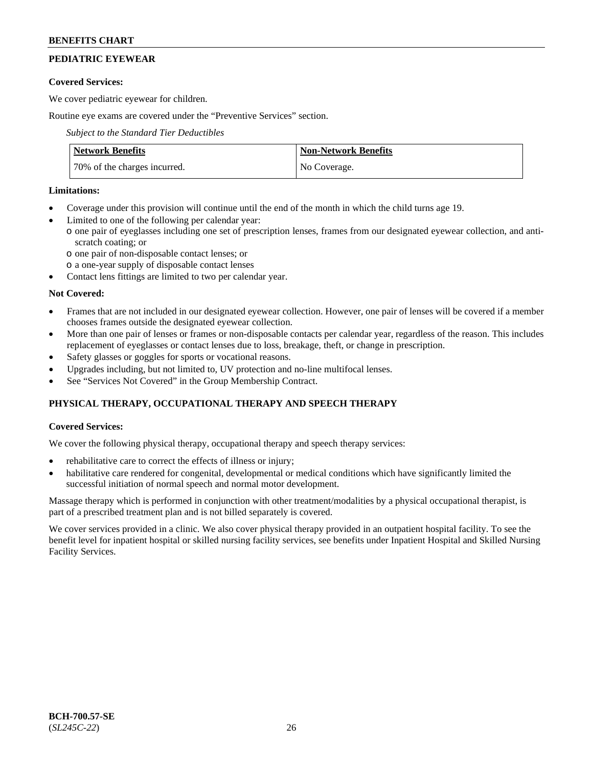## PEDIATRIC EYEWEAR

**Covered Services:**

We cover pediatric eyewear for children.

Routine eye exams are covered under the "Preventive Services" section.

*Subject to the Standard Tier Deductibles*

| Network Benefits | Non-Network Benefits |
|---|---|
| 70% of the charges incurred. | No Coverage. |

**Limitations:**

- Coverage under this provision will continue until the end of the month in which the child turns age 19.
- Limited to one of the following per calendar year:
  - one pair of eyeglasses including one set of prescription lenses, frames from our designated eyewear collection, and anti-scratch coating; or
  - one pair of non-disposable contact lenses; or
  - a one-year supply of disposable contact lenses
- Contact lens fittings are limited to two per calendar year.

**Not Covered:**

- Frames that are not included in our designated eyewear collection. However, one pair of lenses will be covered if a member chooses frames outside the designated eyewear collection.
- More than one pair of lenses or frames or non-disposable contacts per calendar year, regardless of the reason. This includes replacement of eyeglasses or contact lenses due to loss, breakage, theft, or change in prescription.
- Safety glasses or goggles for sports or vocational reasons.
- Upgrades including, but not limited to, UV protection and no-line multifocal lenses.
- See "Services Not Covered" in the Group Membership Contract.

## PHYSICAL THERAPY, OCCUPATIONAL THERAPY AND SPEECH THERAPY

**Covered Services:**

We cover the following physical therapy, occupational therapy and speech therapy services:

- rehabilitative care to correct the effects of illness or injury;
- habilitative care rendered for congenital, developmental or medical conditions which have significantly limited the successful initiation of normal speech and normal motor development.

Massage therapy which is performed in conjunction with other treatment/modalities by a physical occupational therapist, is part of a prescribed treatment plan and is not billed separately is covered.

We cover services provided in a clinic. We also cover physical therapy provided in an outpatient hospital facility. To see the benefit level for inpatient hospital or skilled nursing facility services, see benefits under Inpatient Hospital and Skilled Nursing Facility Services.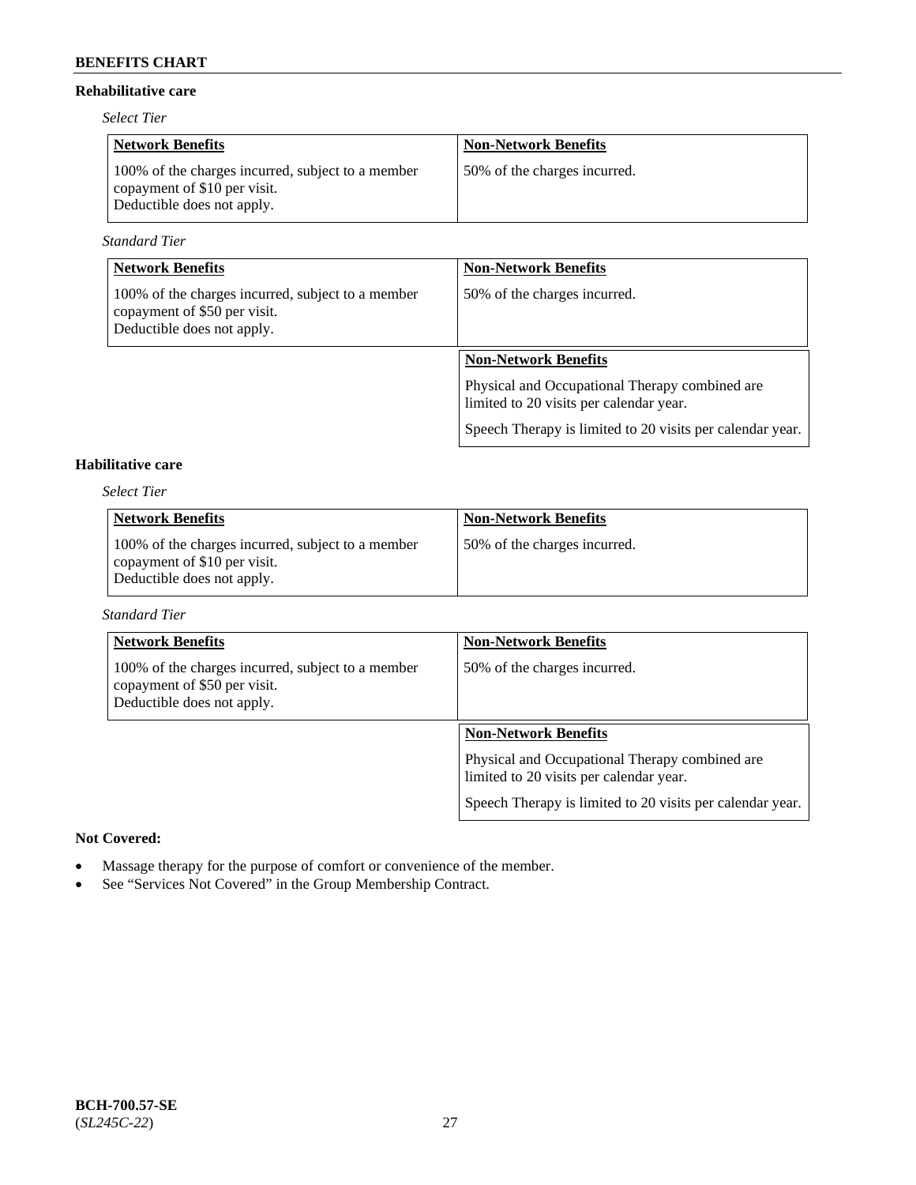### Rehabilitative care

*Select Tier*

| Network Benefits | Non-Network Benefits |
|---|---|
| 100% of the charges incurred, subject to a member copayment of $10 per visit. Deductible does not apply. | 50% of the charges incurred. |

*Standard Tier*

| Network Benefits | Non-Network Benefits |
|---|---|
| 100% of the charges incurred, subject to a member copayment of $50 per visit. Deductible does not apply. | 50% of the charges incurred. |

| Non-Network Benefits |
|---|
| Physical and Occupational Therapy combined are limited to 20 visits per calendar year. Speech Therapy is limited to 20 visits per calendar year. |

### Habilitative care

*Select Tier*

| Network Benefits | Non-Network Benefits |
|---|---|
| 100% of the charges incurred, subject to a member copayment of $10 per visit. Deductible does not apply. | 50% of the charges incurred. |

*Standard Tier*

| Network Benefits | Non-Network Benefits |
|---|---|
| 100% of the charges incurred, subject to a member copayment of $50 per visit. Deductible does not apply. | 50% of the charges incurred. |

| Non-Network Benefits |
|---|
| Physical and Occupational Therapy combined are limited to 20 visits per calendar year. Speech Therapy is limited to 20 visits per calendar year. |

**Not Covered:**

- Massage therapy for the purpose of comfort or convenience of the member.
- See "Services Not Covered" in the Group Membership Contract.

**BCH-700.57-SE**
(*SL245C-22*)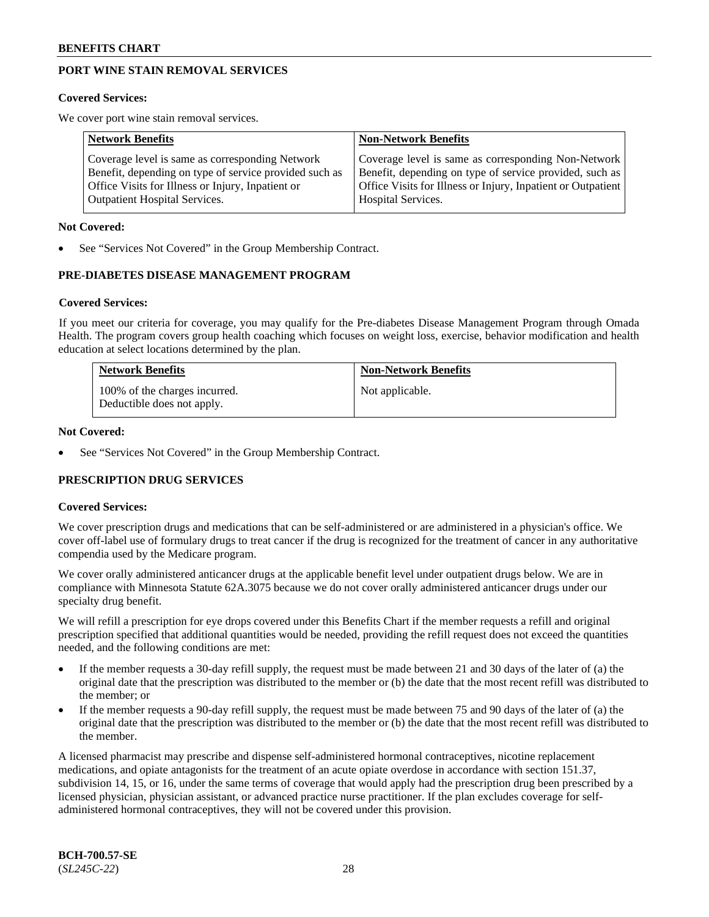## PORT WINE STAIN REMOVAL SERVICES

**Covered Services:**

We cover port wine stain removal services.

| Network Benefits | Non-Network Benefits |
|---|---|
| Coverage level is same as corresponding Network Benefit, depending on type of service provided such as Office Visits for Illness or Injury, Inpatient or Outpatient Hospital Services. | Coverage level is same as corresponding Non-Network Benefit, depending on type of service provided, such as Office Visits for Illness or Injury, Inpatient or Outpatient Hospital Services. |

**Not Covered:**

- See "Services Not Covered" in the Group Membership Contract.

## PRE-DIABETES DISEASE MANAGEMENT PROGRAM

**Covered Services:**

If you meet our criteria for coverage, you may qualify for the Pre-diabetes Disease Management Program through Omada Health. The program covers group health coaching which focuses on weight loss, exercise, behavior modification and health education at select locations determined by the plan.

| Network Benefits | Non-Network Benefits |
|---|---|
| 100% of the charges incurred. Deductible does not apply. | Not applicable. |

**Not Covered:**

- See "Services Not Covered" in the Group Membership Contract.

## PRESCRIPTION DRUG SERVICES

**Covered Services:**

We cover prescription drugs and medications that can be self-administered or are administered in a physician's office. We cover off-label use of formulary drugs to treat cancer if the drug is recognized for the treatment of cancer in any authoritative compendia used by the Medicare program.

We cover orally administered anticancer drugs at the applicable benefit level under outpatient drugs below. We are in compliance with Minnesota Statute 62A.3075 because we do not cover orally administered anticancer drugs under our specialty drug benefit.

We will refill a prescription for eye drops covered under this Benefits Chart if the member requests a refill and original prescription specified that additional quantities would be needed, providing the refill request does not exceed the quantities needed, and the following conditions are met:

- If the member requests a 30-day refill supply, the request must be made between 21 and 30 days of the later of (a) the original date that the prescription was distributed to the member or (b) the date that the most recent refill was distributed to the member; or
- If the member requests a 90-day refill supply, the request must be made between 75 and 90 days of the later of (a) the original date that the prescription was distributed to the member or (b) the date that the most recent refill was distributed to the member.

A licensed pharmacist may prescribe and dispense self-administered hormonal contraceptives, nicotine replacement medications, and opiate antagonists for the treatment of an acute opiate overdose in accordance with section 151.37, subdivision 14, 15, or 16, under the same terms of coverage that would apply had the prescription drug been prescribed by a licensed physician, physician assistant, or advanced practice nurse practitioner. If the plan excludes coverage for self-administered hormonal contraceptives, they will not be covered under this provision.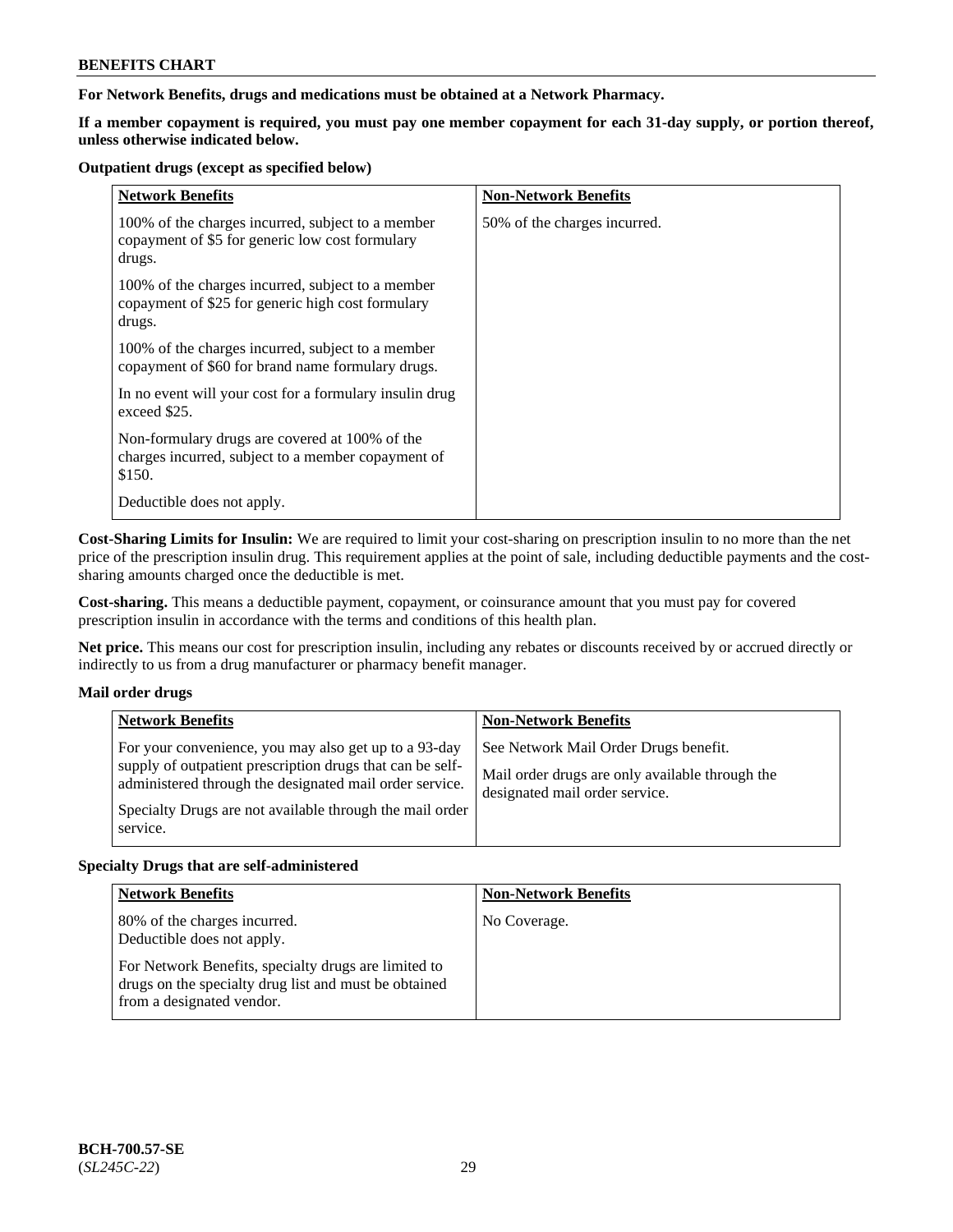**For Network Benefits, drugs and medications must be obtained at a Network Pharmacy.**

**If a member copayment is required, you must pay one member copayment for each 31-day supply, or portion thereof, unless otherwise indicated below.**

**Outpatient drugs (except as specified below)**

| Network Benefits | Non-Network Benefits |
|---|---|
| 100% of the charges incurred, subject to a member copayment of $5 for generic low cost formulary drugs.<br><br>100% of the charges incurred, subject to a member copayment of $25 for generic high cost formulary drugs.<br><br>100% of the charges incurred, subject to a member copayment of $60 for brand name formulary drugs.<br><br>In no event will your cost for a formulary insulin drug exceed $25.<br><br>Non-formulary drugs are covered at 100% of the charges incurred, subject to a member copayment of $150.<br><br>Deductible does not apply. | 50% of the charges incurred. |

**Cost-Sharing Limits for Insulin:** We are required to limit your cost-sharing on prescription insulin to no more than the net price of the prescription insulin drug. This requirement applies at the point of sale, including deductible payments and the cost-sharing amounts charged once the deductible is met.

**Cost-sharing.** This means a deductible payment, copayment, or coinsurance amount that you must pay for covered prescription insulin in accordance with the terms and conditions of this health plan.

**Net price.** This means our cost for prescription insulin, including any rebates or discounts received by or accrued directly or indirectly to us from a drug manufacturer or pharmacy benefit manager.

**Mail order drugs**

| Network Benefits | Non-Network Benefits |
|---|---|
| For your convenience, you may also get up to a 93-day supply of outpatient prescription drugs that can be self-administered through the designated mail order service.<br><br>Specialty Drugs are not available through the mail order service. | See Network Mail Order Drugs benefit.<br><br>Mail order drugs are only available through the designated mail order service. |

**Specialty Drugs that are self-administered**

| Network Benefits | Non-Network Benefits |
|---|---|
| 80% of the charges incurred.<br>Deductible does not apply.<br><br>For Network Benefits, specialty drugs are limited to drugs on the specialty drug list and must be obtained from a designated vendor. | No Coverage. |

**BCH-700.57-SE**
(*SL245C-22*)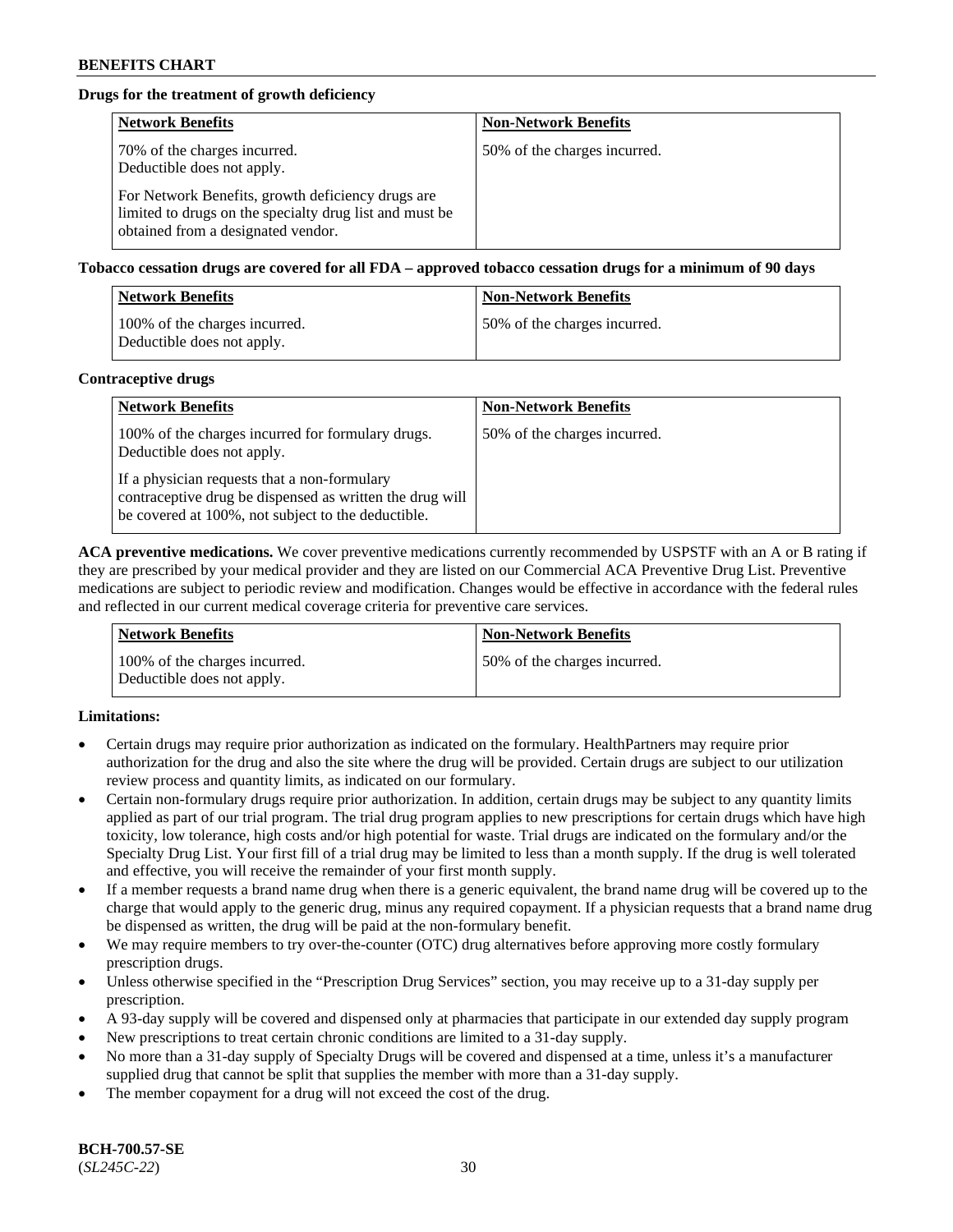**Drugs for the treatment of growth deficiency**

| Network Benefits | Non-Network Benefits |
|---|---|
| 70% of the charges incurred. Deductible does not apply.<br><br>For Network Benefits, growth deficiency drugs are limited to drugs on the specialty drug list and must be obtained from a designated vendor. | 50% of the charges incurred. |

**Tobacco cessation drugs are covered for all FDA – approved tobacco cessation drugs for a minimum of 90 days**

| Network Benefits | Non-Network Benefits |
|---|---|
| 100% of the charges incurred. Deductible does not apply. | 50% of the charges incurred. |

**Contraceptive drugs**

| Network Benefits | Non-Network Benefits |
|---|---|
| 100% of the charges incurred for formulary drugs. Deductible does not apply.<br><br>If a physician requests that a non-formulary contraceptive drug be dispensed as written the drug will be covered at 100%, not subject to the deductible. | 50% of the charges incurred. |

**ACA preventive medications.** We cover preventive medications currently recommended by USPSTF with an A or B rating if they are prescribed by your medical provider and they are listed on our Commercial ACA Preventive Drug List. Preventive medications are subject to periodic review and modification. Changes would be effective in accordance with the federal rules and reflected in our current medical coverage criteria for preventive care services.

| Network Benefits | Non-Network Benefits |
|---|---|
| 100% of the charges incurred. Deductible does not apply. | 50% of the charges incurred. |

**Limitations:**

- Certain drugs may require prior authorization as indicated on the formulary. HealthPartners may require prior authorization for the drug and also the site where the drug will be provided. Certain drugs are subject to our utilization review process and quantity limits, as indicated on our formulary.
- Certain non-formulary drugs require prior authorization. In addition, certain drugs may be subject to any quantity limits applied as part of our trial program. The trial drug program applies to new prescriptions for certain drugs which have high toxicity, low tolerance, high costs and/or high potential for waste. Trial drugs are indicated on the formulary and/or the Specialty Drug List. Your first fill of a trial drug may be limited to less than a month supply. If the drug is well tolerated and effective, you will receive the remainder of your first month supply.
- If a member requests a brand name drug when there is a generic equivalent, the brand name drug will be covered up to the charge that would apply to the generic drug, minus any required copayment. If a physician requests that a brand name drug be dispensed as written, the drug will be paid at the non-formulary benefit.
- We may require members to try over-the-counter (OTC) drug alternatives before approving more costly formulary prescription drugs.
- Unless otherwise specified in the "Prescription Drug Services" section, you may receive up to a 31-day supply per prescription.
- A 93-day supply will be covered and dispensed only at pharmacies that participate in our extended day supply program
- New prescriptions to treat certain chronic conditions are limited to a 31-day supply.
- No more than a 31-day supply of Specialty Drugs will be covered and dispensed at a time, unless it's a manufacturer supplied drug that cannot be split that supplies the member with more than a 31-day supply.
- The member copayment for a drug will not exceed the cost of the drug.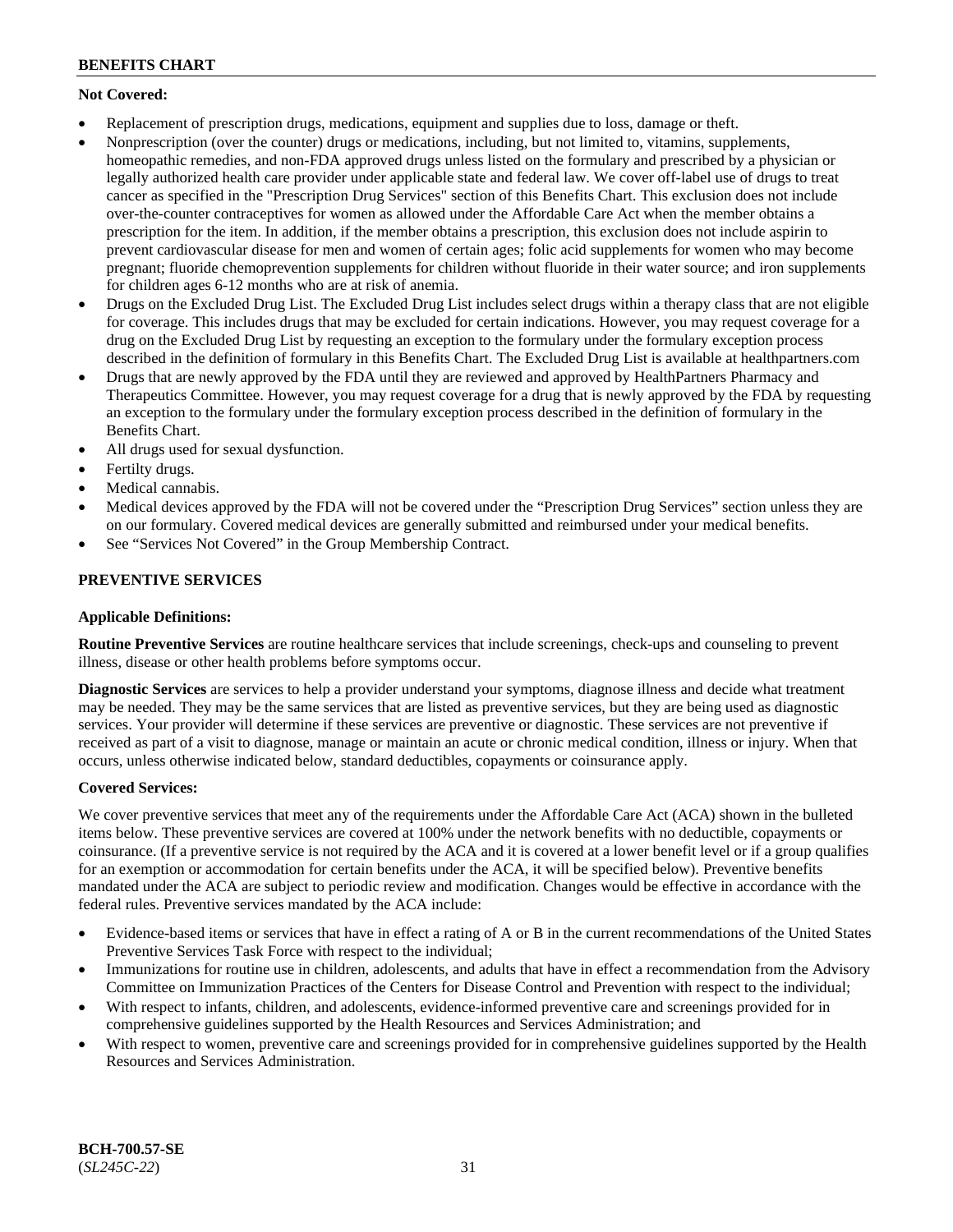**Not Covered:**

- Replacement of prescription drugs, medications, equipment and supplies due to loss, damage or theft.
- Nonprescription (over the counter) drugs or medications, including, but not limited to, vitamins, supplements, homeopathic remedies, and non-FDA approved drugs unless listed on the formulary and prescribed by a physician or legally authorized health care provider under applicable state and federal law. We cover off-label use of drugs to treat cancer as specified in the "Prescription Drug Services" section of this Benefits Chart. This exclusion does not include over-the-counter contraceptives for women as allowed under the Affordable Care Act when the member obtains a prescription for the item. In addition, if the member obtains a prescription, this exclusion does not include aspirin to prevent cardiovascular disease for men and women of certain ages; folic acid supplements for women who may become pregnant; fluoride chemoprevention supplements for children without fluoride in their water source; and iron supplements for children ages 6-12 months who are at risk of anemia.
- Drugs on the Excluded Drug List. The Excluded Drug List includes select drugs within a therapy class that are not eligible for coverage. This includes drugs that may be excluded for certain indications. However, you may request coverage for a drug on the Excluded Drug List by requesting an exception to the formulary under the formulary exception process described in the definition of formulary in this Benefits Chart. The Excluded Drug List is available at healthpartners.com
- Drugs that are newly approved by the FDA until they are reviewed and approved by HealthPartners Pharmacy and Therapeutics Committee. However, you may request coverage for a drug that is newly approved by the FDA by requesting an exception to the formulary under the formulary exception process described in the definition of formulary in the Benefits Chart.
- All drugs used for sexual dysfunction.
- Fertilty drugs.
- Medical cannabis.
- Medical devices approved by the FDA will not be covered under the "Prescription Drug Services" section unless they are on our formulary. Covered medical devices are generally submitted and reimbursed under your medical benefits.
- See "Services Not Covered" in the Group Membership Contract.

## PREVENTIVE SERVICES

**Applicable Definitions:**

**Routine Preventive Services** are routine healthcare services that include screenings, check-ups and counseling to prevent illness, disease or other health problems before symptoms occur.

**Diagnostic Services** are services to help a provider understand your symptoms, diagnose illness and decide what treatment may be needed. They may be the same services that are listed as preventive services, but they are being used as diagnostic services. Your provider will determine if these services are preventive or diagnostic. These services are not preventive if received as part of a visit to diagnose, manage or maintain an acute or chronic medical condition, illness or injury. When that occurs, unless otherwise indicated below, standard deductibles, copayments or coinsurance apply.

**Covered Services:**

We cover preventive services that meet any of the requirements under the Affordable Care Act (ACA) shown in the bulleted items below. These preventive services are covered at 100% under the network benefits with no deductible, copayments or coinsurance. (If a preventive service is not required by the ACA and it is covered at a lower benefit level or if a group qualifies for an exemption or accommodation for certain benefits under the ACA, it will be specified below). Preventive benefits mandated under the ACA are subject to periodic review and modification. Changes would be effective in accordance with the federal rules. Preventive services mandated by the ACA include:

- Evidence-based items or services that have in effect a rating of A or B in the current recommendations of the United States Preventive Services Task Force with respect to the individual;
- Immunizations for routine use in children, adolescents, and adults that have in effect a recommendation from the Advisory Committee on Immunization Practices of the Centers for Disease Control and Prevention with respect to the individual;
- With respect to infants, children, and adolescents, evidence-informed preventive care and screenings provided for in comprehensive guidelines supported by the Health Resources and Services Administration; and
- With respect to women, preventive care and screenings provided for in comprehensive guidelines supported by the Health Resources and Services Administration.

**BCH-700.57-SE**
(*SL245C-22*)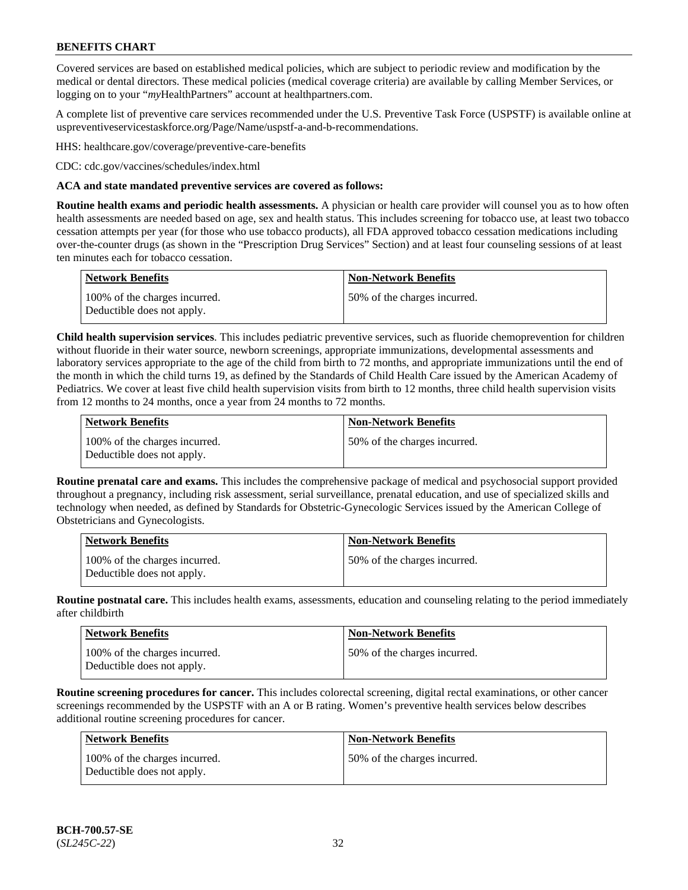Covered services are based on established medical policies, which are subject to periodic review and modification by the medical or dental directors. These medical policies (medical coverage criteria) are available by calling Member Services, or logging on to your "*my*HealthPartners" account at healthpartners.com.

A complete list of preventive care services recommended under the U.S. Preventive Task Force (USPSTF) is available online at uspreventiveservicestaskforce.org/Page/Name/uspstf-a-and-b-recommendations.

HHS: healthcare.gov/coverage/preventive-care-benefits

CDC: cdc.gov/vaccines/schedules/index.html

**ACA and state mandated preventive services are covered as follows:**

**Routine health exams and periodic health assessments.** A physician or health care provider will counsel you as to how often health assessments are needed based on age, sex and health status. This includes screening for tobacco use, at least two tobacco cessation attempts per year (for those who use tobacco products), all FDA approved tobacco cessation medications including over-the-counter drugs (as shown in the "Prescription Drug Services" Section) and at least four counseling sessions of at least ten minutes each for tobacco cessation.

| Network Benefits | Non-Network Benefits |
|---|---|
| 100% of the charges incurred. Deductible does not apply. | 50% of the charges incurred. |

**Child health supervision services**. This includes pediatric preventive services, such as fluoride chemoprevention for children without fluoride in their water source, newborn screenings, appropriate immunizations, developmental assessments and laboratory services appropriate to the age of the child from birth to 72 months, and appropriate immunizations until the end of the month in which the child turns 19, as defined by the Standards of Child Health Care issued by the American Academy of Pediatrics. We cover at least five child health supervision visits from birth to 12 months, three child health supervision visits from 12 months to 24 months, once a year from 24 months to 72 months.

| Network Benefits | Non-Network Benefits |
|---|---|
| 100% of the charges incurred. Deductible does not apply. | 50% of the charges incurred. |

**Routine prenatal care and exams.** This includes the comprehensive package of medical and psychosocial support provided throughout a pregnancy, including risk assessment, serial surveillance, prenatal education, and use of specialized skills and technology when needed, as defined by Standards for Obstetric-Gynecologic Services issued by the American College of Obstetricians and Gynecologists.

| Network Benefits | Non-Network Benefits |
|---|---|
| 100% of the charges incurred. Deductible does not apply. | 50% of the charges incurred. |

**Routine postnatal care.** This includes health exams, assessments, education and counseling relating to the period immediately after childbirth

| Network Benefits | Non-Network Benefits |
|---|---|
| 100% of the charges incurred. Deductible does not apply. | 50% of the charges incurred. |

**Routine screening procedures for cancer.** This includes colorectal screening, digital rectal examinations, or other cancer screenings recommended by the USPSTF with an A or B rating. Women's preventive health services below describes additional routine screening procedures for cancer.

| Network Benefits | Non-Network Benefits |
|---|---|
| 100% of the charges incurred. Deductible does not apply. | 50% of the charges incurred. |

**BCH-700.57-SE**
(*SL245C-22*)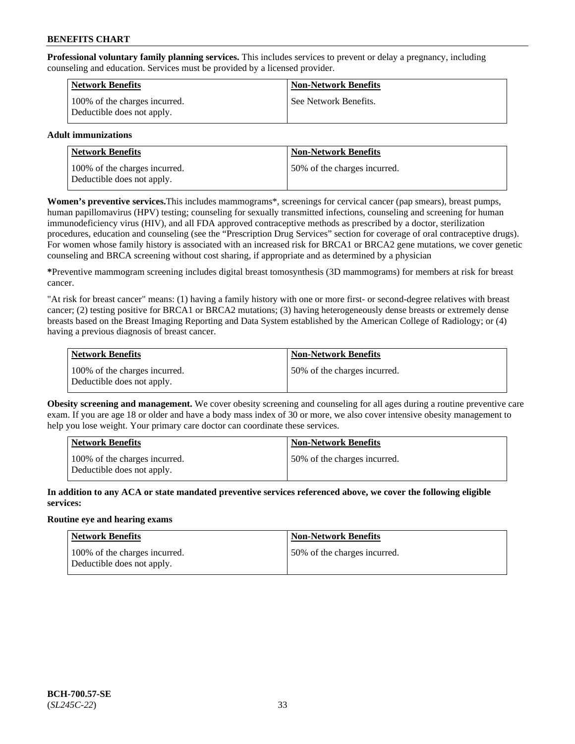**Professional voluntary family planning services.** This includes services to prevent or delay a pregnancy, including counseling and education. Services must be provided by a licensed provider.

| Network Benefits | Non-Network Benefits |
|---|---|
| 100% of the charges incurred. Deductible does not apply. | See Network Benefits. |

**Adult immunizations**

| Network Benefits | Non-Network Benefits |
|---|---|
| 100% of the charges incurred. Deductible does not apply. | 50% of the charges incurred. |

**Women's preventive services.**This includes mammograms*, screenings for cervical cancer (pap smears), breast pumps, human papillomavirus (HPV) testing; counseling for sexually transmitted infections, counseling and screening for human immunodeficiency virus (HIV), and all FDA approved contraceptive methods as prescribed by a doctor, sterilization procedures, education and counseling (see the "Prescription Drug Services" section for coverage of oral contraceptive drugs). For women whose family history is associated with an increased risk for BRCA1 or BRCA2 gene mutations, we cover genetic counseling and BRCA screening without cost sharing, if appropriate and as determined by a physician

**\***Preventive mammogram screening includes digital breast tomosynthesis (3D mammograms) for members at risk for breast cancer.

"At risk for breast cancer" means: (1) having a family history with one or more first- or second-degree relatives with breast cancer; (2) testing positive for BRCA1 or BRCA2 mutations; (3) having heterogeneously dense breasts or extremely dense breasts based on the Breast Imaging Reporting and Data System established by the American College of Radiology; or (4) having a previous diagnosis of breast cancer.

| Network Benefits | Non-Network Benefits |
|---|---|
| 100% of the charges incurred. Deductible does not apply. | 50% of the charges incurred. |

**Obesity screening and management.** We cover obesity screening and counseling for all ages during a routine preventive care exam. If you are age 18 or older and have a body mass index of 30 or more, we also cover intensive obesity management to help you lose weight. Your primary care doctor can coordinate these services.

| Network Benefits | Non-Network Benefits |
|---|---|
| 100% of the charges incurred. Deductible does not apply. | 50% of the charges incurred. |

**In addition to any ACA or state mandated preventive services referenced above, we cover the following eligible services:**

**Routine eye and hearing exams**

| Network Benefits | Non-Network Benefits |
|---|---|
| 100% of the charges incurred. Deductible does not apply. | 50% of the charges incurred. |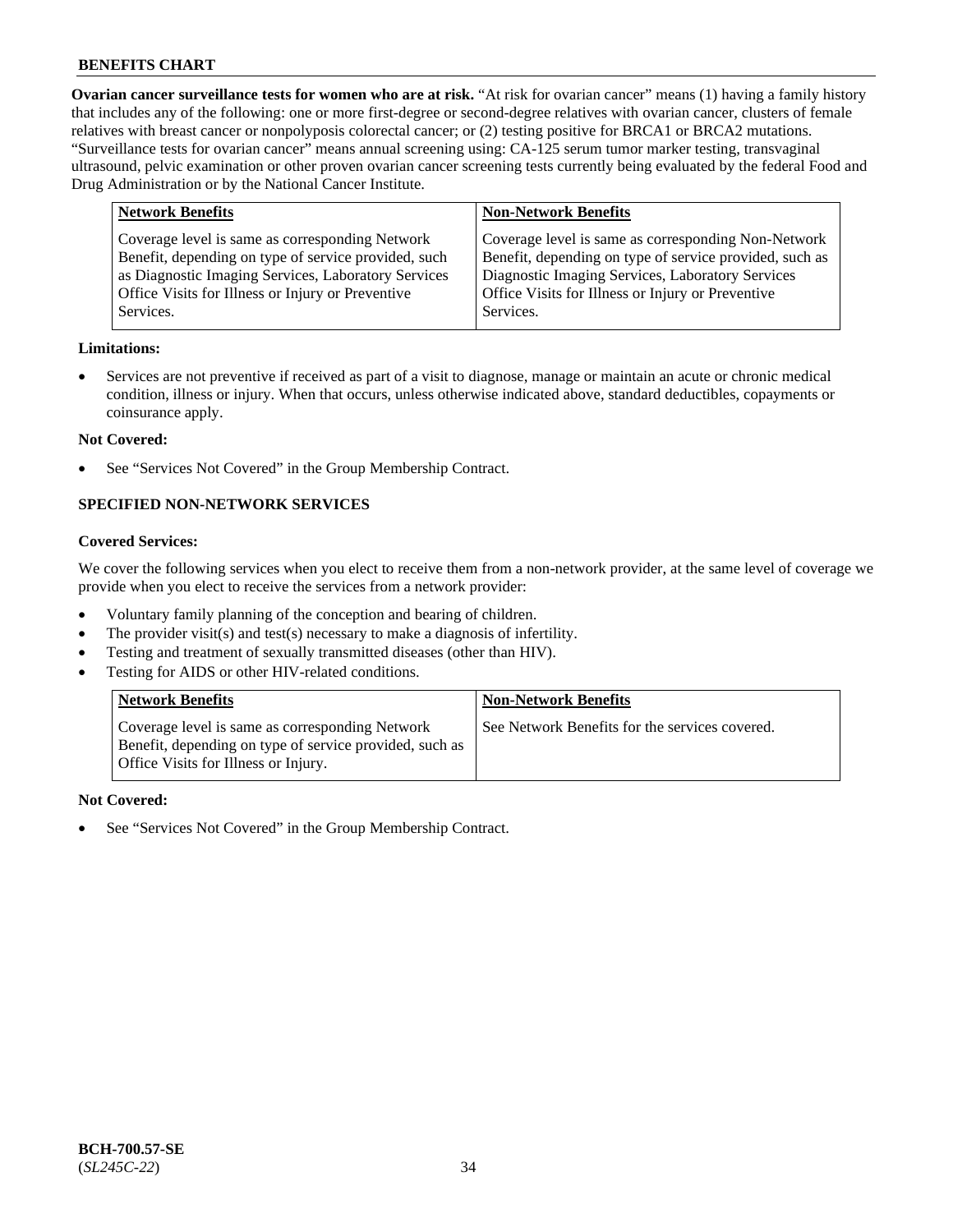**Ovarian cancer surveillance tests for women who are at risk.** "At risk for ovarian cancer" means (1) having a family history that includes any of the following: one or more first-degree or second-degree relatives with ovarian cancer, clusters of female relatives with breast cancer or nonpolyposis colorectal cancer; or (2) testing positive for BRCA1 or BRCA2 mutations. "Surveillance tests for ovarian cancer" means annual screening using: CA-125 serum tumor marker testing, transvaginal ultrasound, pelvic examination or other proven ovarian cancer screening tests currently being evaluated by the federal Food and Drug Administration or by the National Cancer Institute.

| Network Benefits | Non-Network Benefits |
|---|---|
| Coverage level is same as corresponding Network Benefit, depending on type of service provided, such as Diagnostic Imaging Services, Laboratory Services Office Visits for Illness or Injury or Preventive Services. | Coverage level is same as corresponding Non-Network Benefit, depending on type of service provided, such as Diagnostic Imaging Services, Laboratory Services Office Visits for Illness or Injury or Preventive Services. |

**Limitations:**

- Services are not preventive if received as part of a visit to diagnose, manage or maintain an acute or chronic medical condition, illness or injury. When that occurs, unless otherwise indicated above, standard deductibles, copayments or coinsurance apply.

**Not Covered:**

- See "Services Not Covered" in the Group Membership Contract.

## SPECIFIED NON-NETWORK SERVICES

**Covered Services:**

We cover the following services when you elect to receive them from a non-network provider, at the same level of coverage we provide when you elect to receive the services from a network provider:

- Voluntary family planning of the conception and bearing of children.
- The provider visit(s) and test(s) necessary to make a diagnosis of infertility.
- Testing and treatment of sexually transmitted diseases (other than HIV).
- Testing for AIDS or other HIV-related conditions.

| Network Benefits | Non-Network Benefits |
|---|---|
| Coverage level is same as corresponding Network Benefit, depending on type of service provided, such as Office Visits for Illness or Injury. | See Network Benefits for the services covered. |

**Not Covered:**

- See "Services Not Covered" in the Group Membership Contract.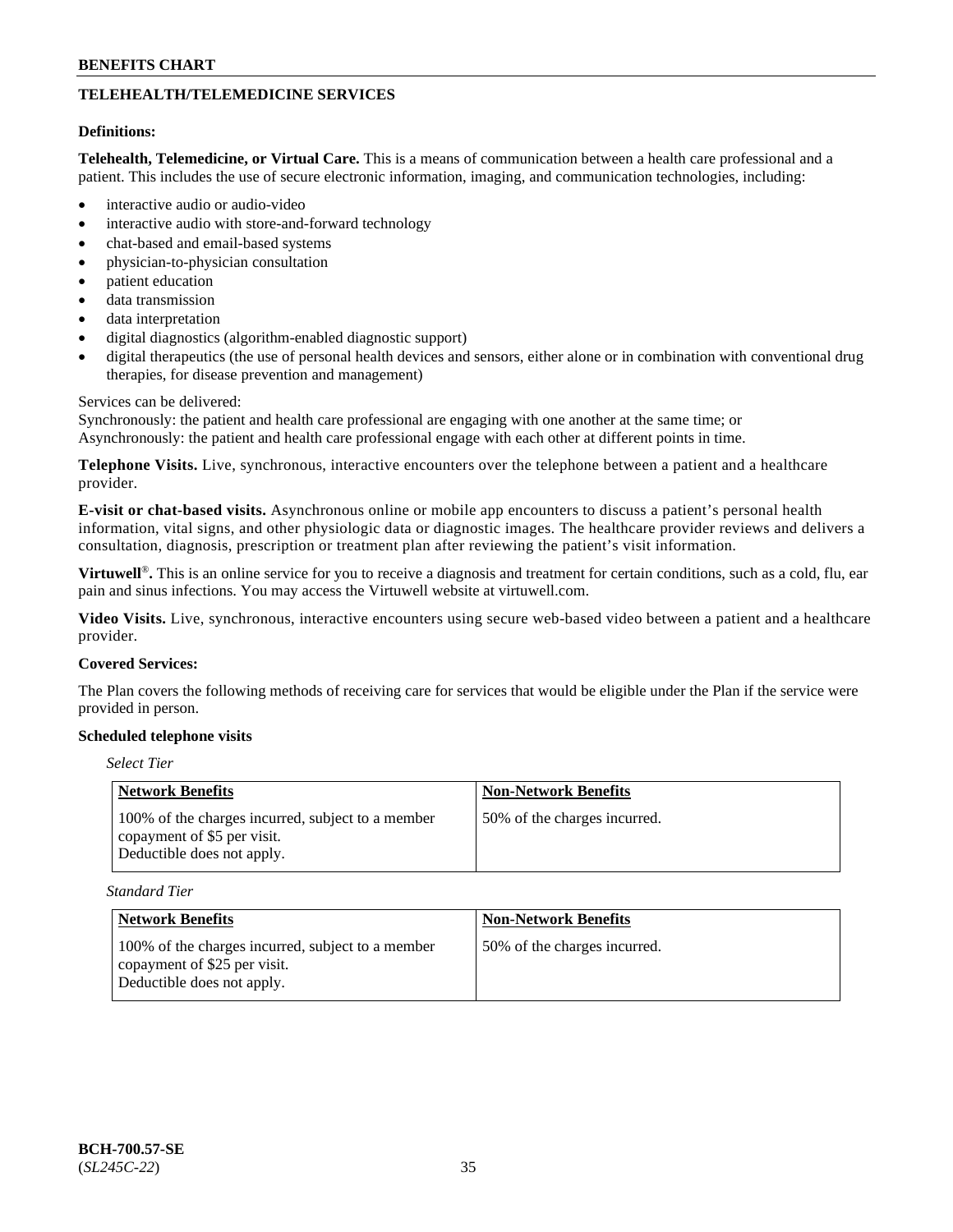## TELEHEALTH/TELEMEDICINE SERVICES

**Definitions:**

**Telehealth, Telemedicine, or Virtual Care.** This is a means of communication between a health care professional and a patient. This includes the use of secure electronic information, imaging, and communication technologies, including:

- interactive audio or audio-video
- interactive audio with store-and-forward technology
- chat-based and email-based systems
- physician-to-physician consultation
- patient education
- data transmission
- data interpretation
- digital diagnostics (algorithm-enabled diagnostic support)
- digital therapeutics (the use of personal health devices and sensors, either alone or in combination with conventional drug therapies, for disease prevention and management)

Services can be delivered:
Synchronously: the patient and health care professional are engaging with one another at the same time; or
Asynchronously: the patient and health care professional engage with each other at different points in time.

**Telephone Visits.** Live, synchronous, interactive encounters over the telephone between a patient and a healthcare provider.

**E-visit or chat-based visits.** Asynchronous online or mobile app encounters to discuss a patient's personal health information, vital signs, and other physiologic data or diagnostic images. The healthcare provider reviews and delivers a consultation, diagnosis, prescription or treatment plan after reviewing the patient's visit information.

**Virtuwell®.** This is an online service for you to receive a diagnosis and treatment for certain conditions, such as a cold, flu, ear pain and sinus infections. You may access the Virtuwell website at virtuwell.com.

**Video Visits.** Live, synchronous, interactive encounters using secure web-based video between a patient and a healthcare provider.

**Covered Services:**

The Plan covers the following methods of receiving care for services that would be eligible under the Plan if the service were provided in person.

**Scheduled telephone visits**

*Select Tier*

| Network Benefits | Non-Network Benefits |
|---|---|
| 100% of the charges incurred, subject to a member copayment of $5 per visit. Deductible does not apply. | 50% of the charges incurred. |

*Standard Tier*

| Network Benefits | Non-Network Benefits |
|---|---|
| 100% of the charges incurred, subject to a member copayment of $25 per visit. Deductible does not apply. | 50% of the charges incurred. |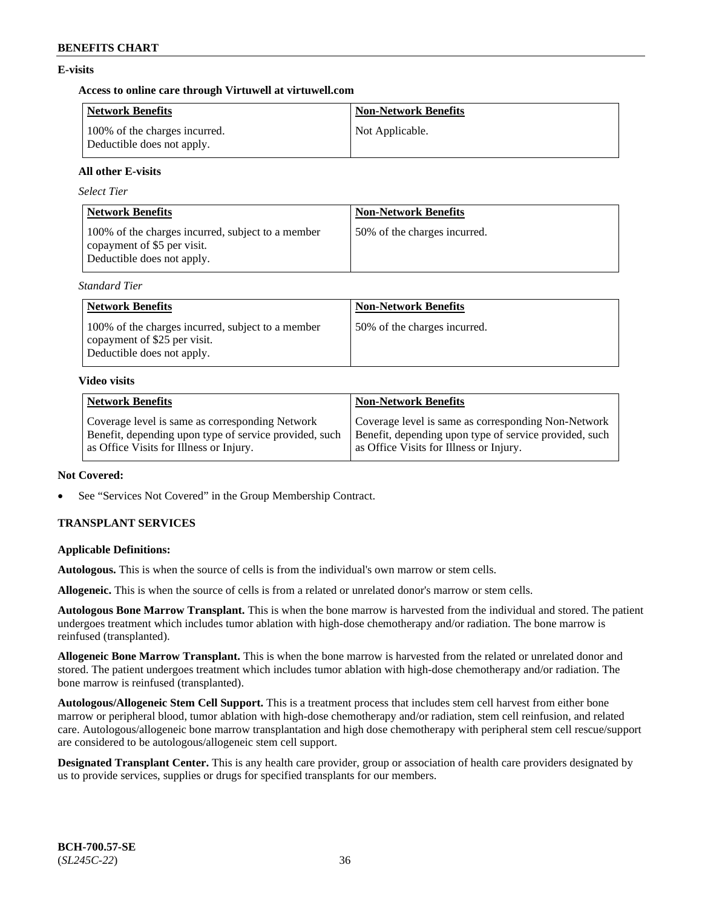**E-visits**

**Access to online care through Virtuwell at virtuwell.com**

| Network Benefits | Non-Network Benefits |
| --- | --- |
| 100% of the charges incurred.<br>Deductible does not apply. | Not Applicable. |

**All other E-visits**

*Select Tier*

| Network Benefits | Non-Network Benefits |
| --- | --- |
| 100% of the charges incurred, subject to a member copayment of $5 per visit.<br>Deductible does not apply. | 50% of the charges incurred. |

*Standard Tier*

| Network Benefits | Non-Network Benefits |
| --- | --- |
| 100% of the charges incurred, subject to a member copayment of $25 per visit.<br>Deductible does not apply. | 50% of the charges incurred. |

**Video visits**

| Network Benefits | Non-Network Benefits |
| --- | --- |
| Coverage level is same as corresponding Network Benefit, depending upon type of service provided, such as Office Visits for Illness or Injury. | Coverage level is same as corresponding Non-Network Benefit, depending upon type of service provided, such as Office Visits for Illness or Injury. |

**Not Covered:**

- See "Services Not Covered" in the Group Membership Contract.

**TRANSPLANT SERVICES**

**Applicable Definitions:**

**Autologous.** This is when the source of cells is from the individual's own marrow or stem cells.

**Allogeneic.** This is when the source of cells is from a related or unrelated donor's marrow or stem cells.

**Autologous Bone Marrow Transplant.** This is when the bone marrow is harvested from the individual and stored. The patient undergoes treatment which includes tumor ablation with high-dose chemotherapy and/or radiation. The bone marrow is reinfused (transplanted).

**Allogeneic Bone Marrow Transplant.** This is when the bone marrow is harvested from the related or unrelated donor and stored. The patient undergoes treatment which includes tumor ablation with high-dose chemotherapy and/or radiation. The bone marrow is reinfused (transplanted).

**Autologous/Allogeneic Stem Cell Support.** This is a treatment process that includes stem cell harvest from either bone marrow or peripheral blood, tumor ablation with high-dose chemotherapy and/or radiation, stem cell reinfusion, and related care. Autologous/allogeneic bone marrow transplantation and high dose chemotherapy with peripheral stem cell rescue/support are considered to be autologous/allogeneic stem cell support.

**Designated Transplant Center.** This is any health care provider, group or association of health care providers designated by us to provide services, supplies or drugs for specified transplants for our members.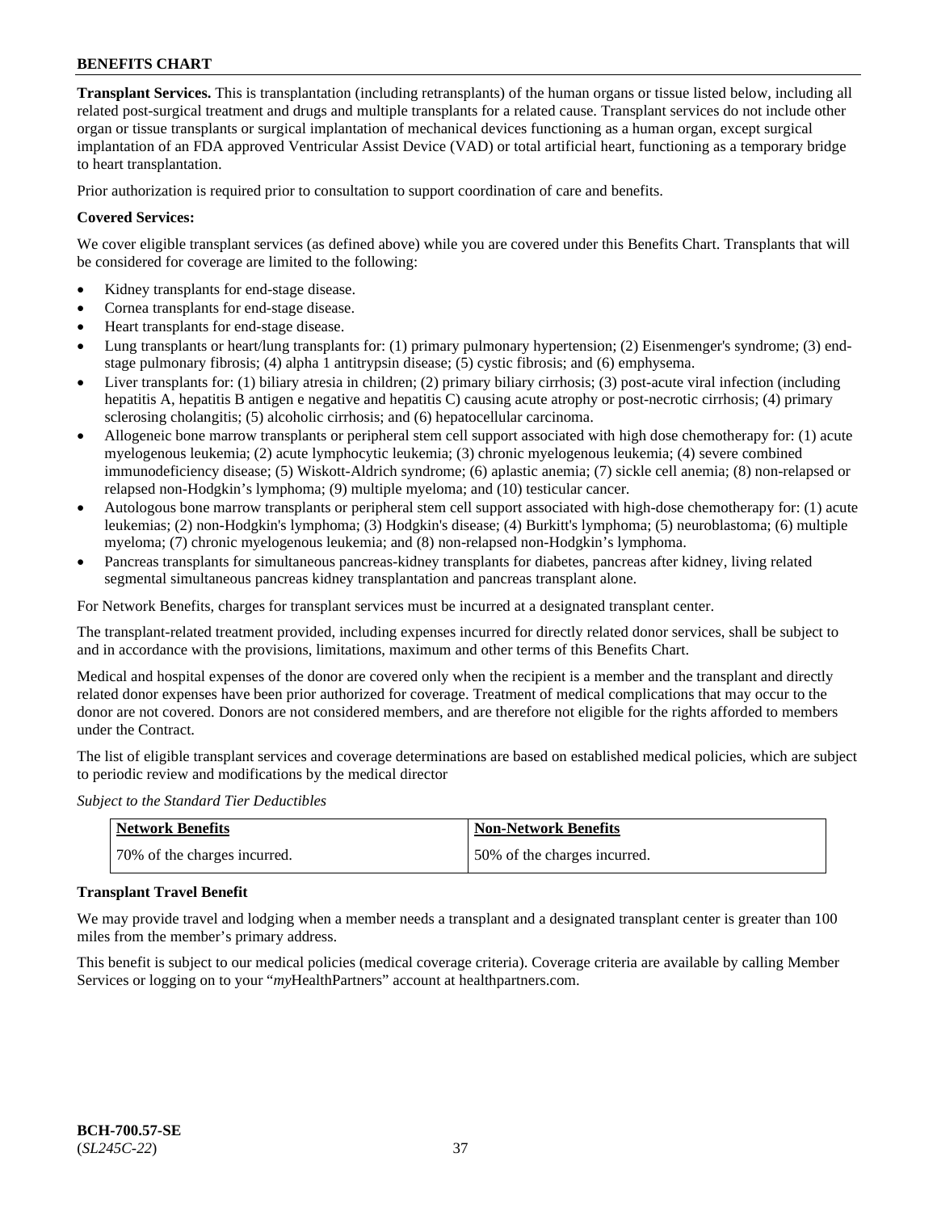**Transplant Services.** This is transplantation (including retransplants) of the human organs or tissue listed below, including all related post-surgical treatment and drugs and multiple transplants for a related cause. Transplant services do not include other organ or tissue transplants or surgical implantation of mechanical devices functioning as a human organ, except surgical implantation of an FDA approved Ventricular Assist Device (VAD) or total artificial heart, functioning as a temporary bridge to heart transplantation.

Prior authorization is required prior to consultation to support coordination of care and benefits.

**Covered Services:**

We cover eligible transplant services (as defined above) while you are covered under this Benefits Chart. Transplants that will be considered for coverage are limited to the following:

- Kidney transplants for end-stage disease.
- Cornea transplants for end-stage disease.
- Heart transplants for end-stage disease.
- Lung transplants or heart/lung transplants for: (1) primary pulmonary hypertension; (2) Eisenmenger's syndrome; (3) end-stage pulmonary fibrosis; (4) alpha 1 antitrypsin disease; (5) cystic fibrosis; and (6) emphysema.
- Liver transplants for: (1) biliary atresia in children; (2) primary biliary cirrhosis; (3) post-acute viral infection (including hepatitis A, hepatitis B antigen e negative and hepatitis C) causing acute atrophy or post-necrotic cirrhosis; (4) primary sclerosing cholangitis; (5) alcoholic cirrhosis; and (6) hepatocellular carcinoma.
- Allogeneic bone marrow transplants or peripheral stem cell support associated with high dose chemotherapy for: (1) acute myelogenous leukemia; (2) acute lymphocytic leukemia; (3) chronic myelogenous leukemia; (4) severe combined immunodeficiency disease; (5) Wiskott-Aldrich syndrome; (6) aplastic anemia; (7) sickle cell anemia; (8) non-relapsed or relapsed non-Hodgkin's lymphoma; (9) multiple myeloma; and (10) testicular cancer.
- Autologous bone marrow transplants or peripheral stem cell support associated with high-dose chemotherapy for: (1) acute leukemias; (2) non-Hodgkin's lymphoma; (3) Hodgkin's disease; (4) Burkitt's lymphoma; (5) neuroblastoma; (6) multiple myeloma; (7) chronic myelogenous leukemia; and (8) non-relapsed non-Hodgkin's lymphoma.
- Pancreas transplants for simultaneous pancreas-kidney transplants for diabetes, pancreas after kidney, living related segmental simultaneous pancreas kidney transplantation and pancreas transplant alone.

For Network Benefits, charges for transplant services must be incurred at a designated transplant center.

The transplant-related treatment provided, including expenses incurred for directly related donor services, shall be subject to and in accordance with the provisions, limitations, maximum and other terms of this Benefits Chart.

Medical and hospital expenses of the donor are covered only when the recipient is a member and the transplant and directly related donor expenses have been prior authorized for coverage. Treatment of medical complications that may occur to the donor are not covered. Donors are not considered members, and are therefore not eligible for the rights afforded to members under the Contract.

The list of eligible transplant services and coverage determinations are based on established medical policies, which are subject to periodic review and modifications by the medical director

*Subject to the Standard Tier Deductibles*

| Network Benefits | Non-Network Benefits |
|---|---|
| 70% of the charges incurred. | 50% of the charges incurred. |

**Transplant Travel Benefit**

We may provide travel and lodging when a member needs a transplant and a designated transplant center is greater than 100 miles from the member's primary address.

This benefit is subject to our medical policies (medical coverage criteria). Coverage criteria are available by calling Member Services or logging on to your "*my*HealthPartners" account at healthpartners.com.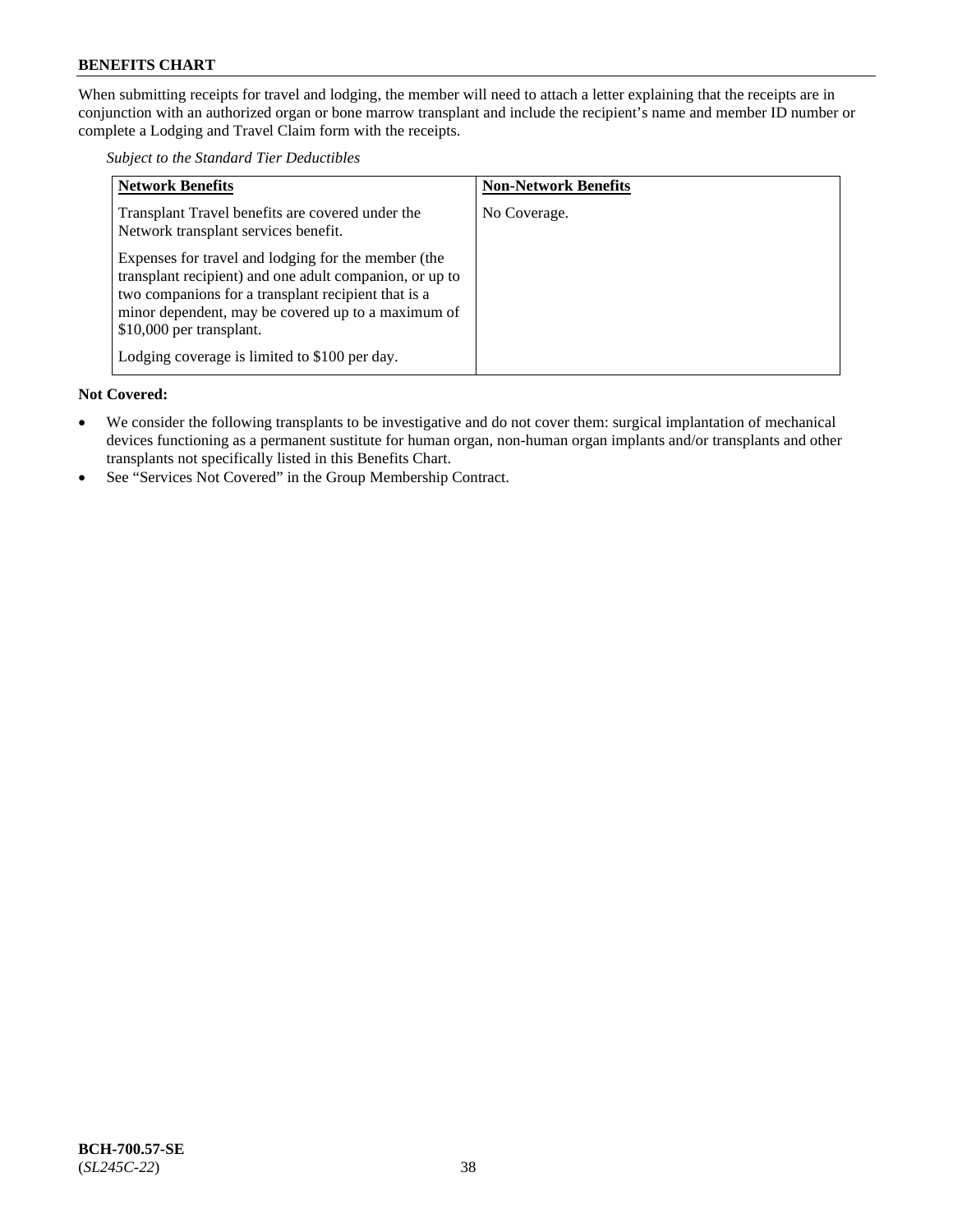When submitting receipts for travel and lodging, the member will need to attach a letter explaining that the receipts are in conjunction with an authorized organ or bone marrow transplant and include the recipient's name and member ID number or complete a Lodging and Travel Claim form with the receipts.

*Subject to the Standard Tier Deductibles*

| Network Benefits | Non-Network Benefits |
|---|---|
| Transplant Travel benefits are covered under the Network transplant services benefit.<br><br>Expenses for travel and lodging for the member (the transplant recipient) and one adult companion, or up to two companions for a transplant recipient that is a minor dependent, may be covered up to a maximum of $10,000 per transplant.<br><br>Lodging coverage is limited to $100 per day. | No Coverage. |

**Not Covered:**

- We consider the following transplants to be investigative and do not cover them: surgical implantation of mechanical devices functioning as a permanent sustitute for human organ, non-human organ implants and/or transplants and other transplants not specifically listed in this Benefits Chart.
- See "Services Not Covered" in the Group Membership Contract.

**BCH-700.57-SE**
(*SL245C-22*)